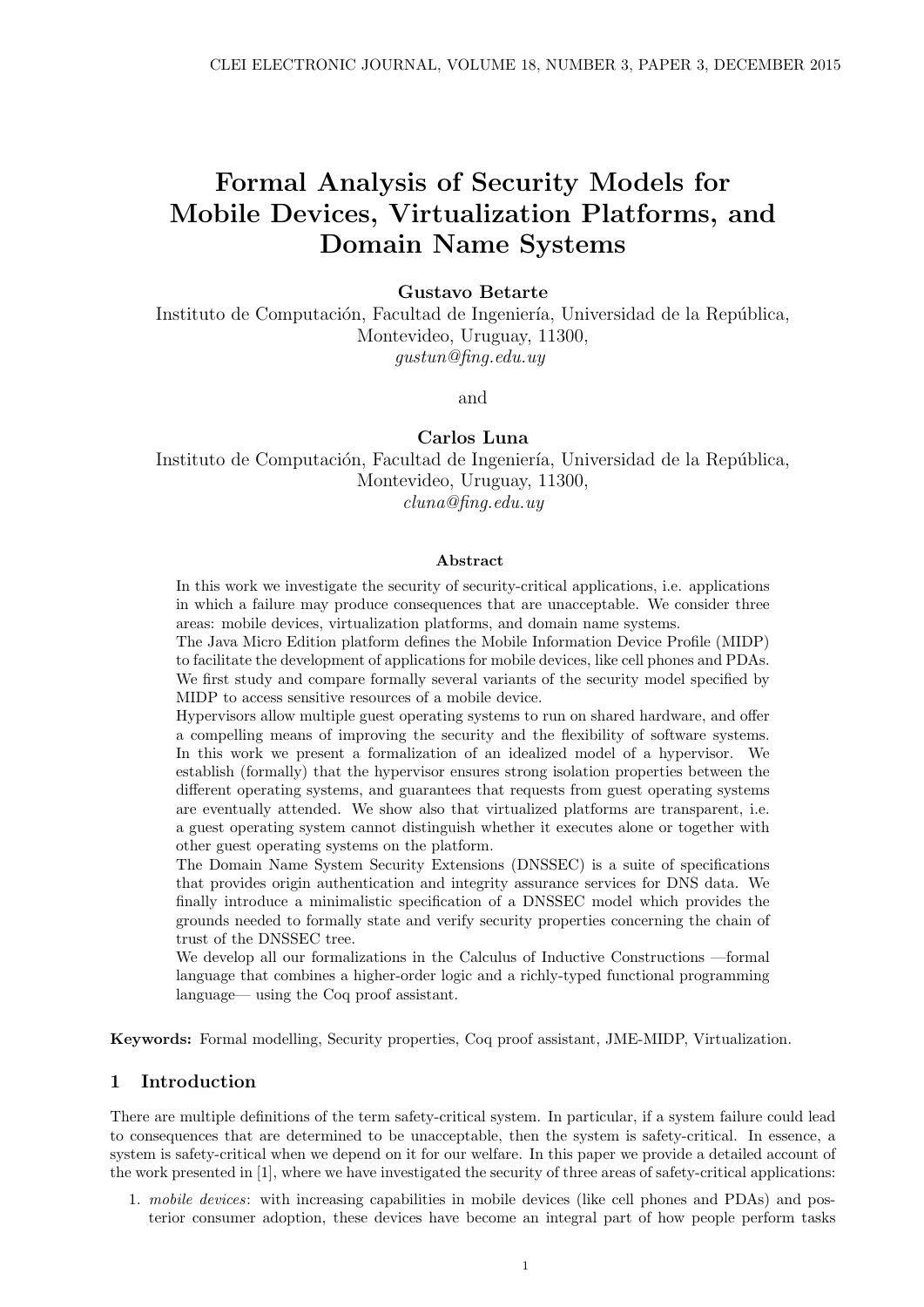# Formal Analysis of Security Models for Mobile Devices, Virtualization Platforms, and Domain Name Systems

**Gustavo Betarte**
Instituto de Computación, Facultad de Ingeniería, Universidad de la República,
Montevideo, Uruguay, 11300,
*gustun@fing.edu.uy*

and

**Carlos Luna**
Instituto de Computación, Facultad de Ingeniería, Universidad de la República,
Montevideo, Uruguay, 11300,
*cluna@fing.edu.uy*

### Abstract

In this work we investigate the security of security-critical applications, i.e. applications in which a failure may produce consequences that are unacceptable. We consider three areas: mobile devices, virtualization platforms, and domain name systems.
The Java Micro Edition platform defines the Mobile Information Device Profile (MIDP) to facilitate the development of applications for mobile devices, like cell phones and PDAs. We first study and compare formally several variants of the security model specified by MIDP to access sensitive resources of a mobile device.
Hypervisors allow multiple guest operating systems to run on shared hardware, and offer a compelling means of improving the security and the flexibility of software systems. In this work we present a formalization of an idealized model of a hypervisor. We establish (formally) that the hypervisor ensures strong isolation properties between the different operating systems, and guarantees that requests from guest operating systems are eventually attended. We show also that virtualized platforms are transparent, i.e. a guest operating system cannot distinguish whether it executes alone or together with other guest operating systems on the platform.
The Domain Name System Security Extensions (DNSSEC) is a suite of specifications that provides origin authentication and integrity assurance services for DNS data. We finally introduce a minimalistic specification of a DNSSEC model which provides the grounds needed to formally state and verify security properties concerning the chain of trust of the DNSSEC tree.
We develop all our formalizations in the Calculus of Inductive Constructions —formal language that combines a higher-order logic and a richly-typed functional programming language— using the Coq proof assistant.

**Keywords:** Formal modelling, Security properties, Coq proof assistant, JME-MIDP, Virtualization.

## 1 Introduction

There are multiple definitions of the term safety-critical system. In particular, if a system failure could lead to consequences that are determined to be unacceptable, then the system is safety-critical. In essence, a system is safety-critical when we depend on it for our welfare. In this paper we provide a detailed account of the work presented in [1], where we have investigated the security of three areas of safety-critical applications:

1. *mobile devices*: with increasing capabilities in mobile devices (like cell phones and PDAs) and posterior consumer adoption, these devices have become an integral part of how people perform tasks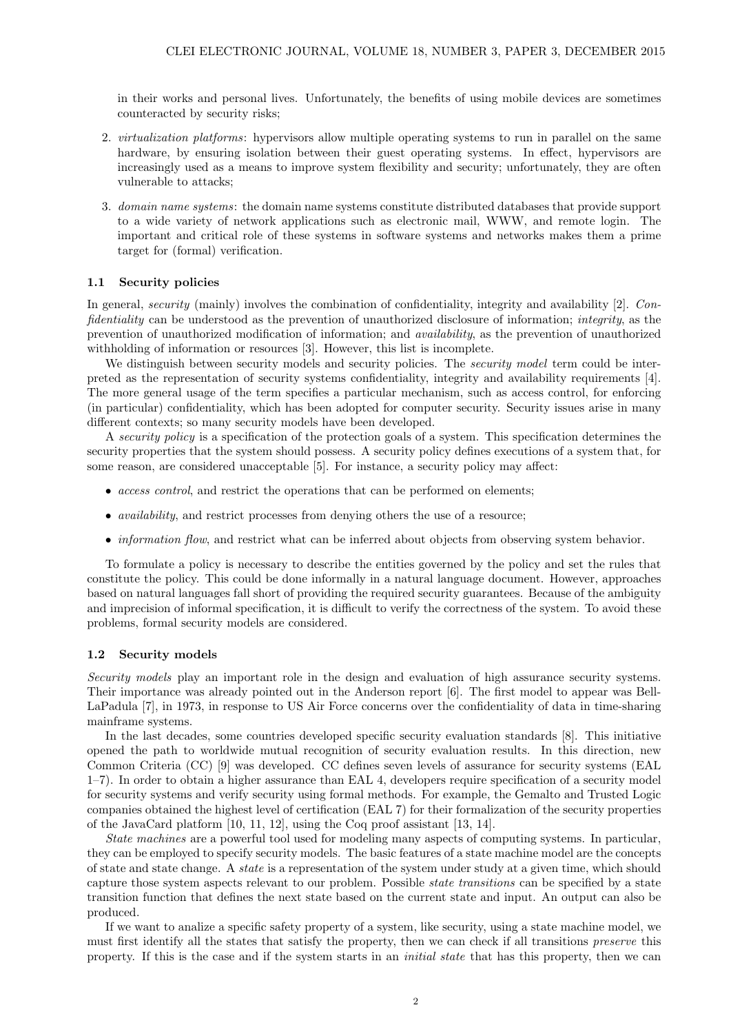in their works and personal lives. Unfortunately, the benefits of using mobile devices are sometimes counteracted by security risks;

2. *virtualization platforms*: hypervisors allow multiple operating systems to run in parallel on the same hardware, by ensuring isolation between their guest operating systems. In effect, hypervisors are increasingly used as a means to improve system flexibility and security; unfortunately, they are often vulnerable to attacks;

3. *domain name systems*: the domain name systems constitute distributed databases that provide support to a wide variety of network applications such as electronic mail, WWW, and remote login. The important and critical role of these systems in software systems and networks makes them a prime target for (formal) verification.

### 1.1 Security policies

In general, *security* (mainly) involves the combination of confidentiality, integrity and availability [2]. *Confidentiality* can be understood as the prevention of unauthorized disclosure of information; *integrity*, as the prevention of unauthorized modification of information; and *availability*, as the prevention of unauthorized withholding of information or resources [3]. However, this list is incomplete.

We distinguish between security models and security policies. The *security model* term could be interpreted as the representation of security systems confidentiality, integrity and availability requirements [4]. The more general usage of the term specifies a particular mechanism, such as access control, for enforcing (in particular) confidentiality, which has been adopted for computer security. Security issues arise in many different contexts; so many security models have been developed.

A *security policy* is a specification of the protection goals of a system. This specification determines the security properties that the system should possess. A security policy defines executions of a system that, for some reason, are considered unacceptable [5]. For instance, a security policy may affect:

- *access control*, and restrict the operations that can be performed on elements;
- *availability*, and restrict processes from denying others the use of a resource;
- *information flow*, and restrict what can be inferred about objects from observing system behavior.

To formulate a policy is necessary to describe the entities governed by the policy and set the rules that constitute the policy. This could be done informally in a natural language document. However, approaches based on natural languages fall short of providing the required security guarantees. Because of the ambiguity and imprecision of informal specification, it is difficult to verify the correctness of the system. To avoid these problems, formal security models are considered.

### 1.2 Security models

*Security models* play an important role in the design and evaluation of high assurance security systems. Their importance was already pointed out in the Anderson report [6]. The first model to appear was Bell-LaPadula [7], in 1973, in response to US Air Force concerns over the confidentiality of data in time-sharing mainframe systems.

In the last decades, some countries developed specific security evaluation standards [8]. This initiative opened the path to worldwide mutual recognition of security evaluation results. In this direction, new Common Criteria (CC) [9] was developed. CC defines seven levels of assurance for security systems (EAL 1–7). In order to obtain a higher assurance than EAL 4, developers require specification of a security model for security systems and verify security using formal methods. For example, the Gemalto and Trusted Logic companies obtained the highest level of certification (EAL 7) for their formalization of the security properties of the JavaCard platform [10, 11, 12], using the Coq proof assistant [13, 14].

*State machines* are a powerful tool used for modeling many aspects of computing systems. In particular, they can be employed to specify security models. The basic features of a state machine model are the concepts of state and state change. A *state* is a representation of the system under study at a given time, which should capture those system aspects relevant to our problem. Possible *state transitions* can be specified by a state transition function that defines the next state based on the current state and input. An output can also be produced.

If we want to analize a specific safety property of a system, like security, using a state machine model, we must first identify all the states that satisfy the property, then we can check if all transitions *preserve* this property. If this is the case and if the system starts in an *initial state* that has this property, then we can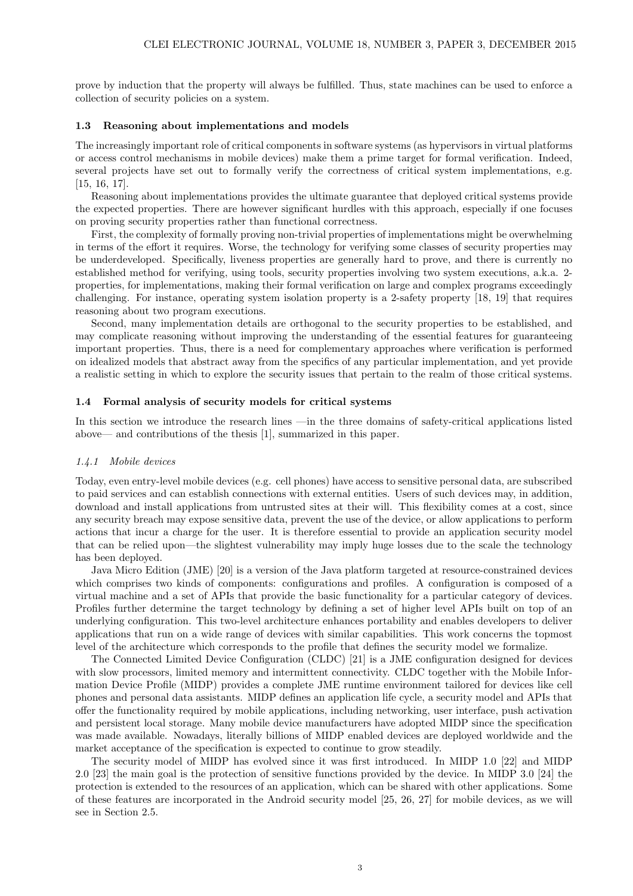prove by induction that the property will always be fulfilled. Thus, state machines can be used to enforce a collection of security policies on a system.

### 1.3 Reasoning about implementations and models

The increasingly important role of critical components in software systems (as hypervisors in virtual platforms or access control mechanisms in mobile devices) make them a prime target for formal verification. Indeed, several projects have set out to formally verify the correctness of critical system implementations, e.g. [15, 16, 17].

Reasoning about implementations provides the ultimate guarantee that deployed critical systems provide the expected properties. There are however significant hurdles with this approach, especially if one focuses on proving security properties rather than functional correctness.

First, the complexity of formally proving non-trivial properties of implementations might be overwhelming in terms of the effort it requires. Worse, the technology for verifying some classes of security properties may be underdeveloped. Specifically, liveness properties are generally hard to prove, and there is currently no established method for verifying, using tools, security properties involving two system executions, a.k.a. 2-properties, for implementations, making their formal verification on large and complex programs exceedingly challenging. For instance, operating system isolation property is a 2-safety property [18, 19] that requires reasoning about two program executions.

Second, many implementation details are orthogonal to the security properties to be established, and may complicate reasoning without improving the understanding of the essential features for guaranteeing important properties. Thus, there is a need for complementary approaches where verification is performed on idealized models that abstract away from the specifics of any particular implementation, and yet provide a realistic setting in which to explore the security issues that pertain to the realm of those critical systems.

### 1.4 Formal analysis of security models for critical systems

In this section we introduce the research lines —in the three domains of safety-critical applications listed above— and contributions of the thesis [1], summarized in this paper.

#### *1.4.1 Mobile devices*

Today, even entry-level mobile devices (e.g. cell phones) have access to sensitive personal data, are subscribed to paid services and can establish connections with external entities. Users of such devices may, in addition, download and install applications from untrusted sites at their will. This flexibility comes at a cost, since any security breach may expose sensitive data, prevent the use of the device, or allow applications to perform actions that incur a charge for the user. It is therefore essential to provide an application security model that can be relied upon—the slightest vulnerability may imply huge losses due to the scale the technology has been deployed.

Java Micro Edition (JME) [20] is a version of the Java platform targeted at resource-constrained devices which comprises two kinds of components: configurations and profiles. A configuration is composed of a virtual machine and a set of APIs that provide the basic functionality for a particular category of devices. Profiles further determine the target technology by defining a set of higher level APIs built on top of an underlying configuration. This two-level architecture enhances portability and enables developers to deliver applications that run on a wide range of devices with similar capabilities. This work concerns the topmost level of the architecture which corresponds to the profile that defines the security model we formalize.

The Connected Limited Device Configuration (CLDC) [21] is a JME configuration designed for devices with slow processors, limited memory and intermittent connectivity. CLDC together with the Mobile Information Device Profile (MIDP) provides a complete JME runtime environment tailored for devices like cell phones and personal data assistants. MIDP defines an application life cycle, a security model and APIs that offer the functionality required by mobile applications, including networking, user interface, push activation and persistent local storage. Many mobile device manufacturers have adopted MIDP since the specification was made available. Nowadays, literally billions of MIDP enabled devices are deployed worldwide and the market acceptance of the specification is expected to continue to grow steadily.

The security model of MIDP has evolved since it was first introduced. In MIDP 1.0 [22] and MIDP 2.0 [23] the main goal is the protection of sensitive functions provided by the device. In MIDP 3.0 [24] the protection is extended to the resources of an application, which can be shared with other applications. Some of these features are incorporated in the Android security model [25, 26, 27] for mobile devices, as we will see in Section 2.5.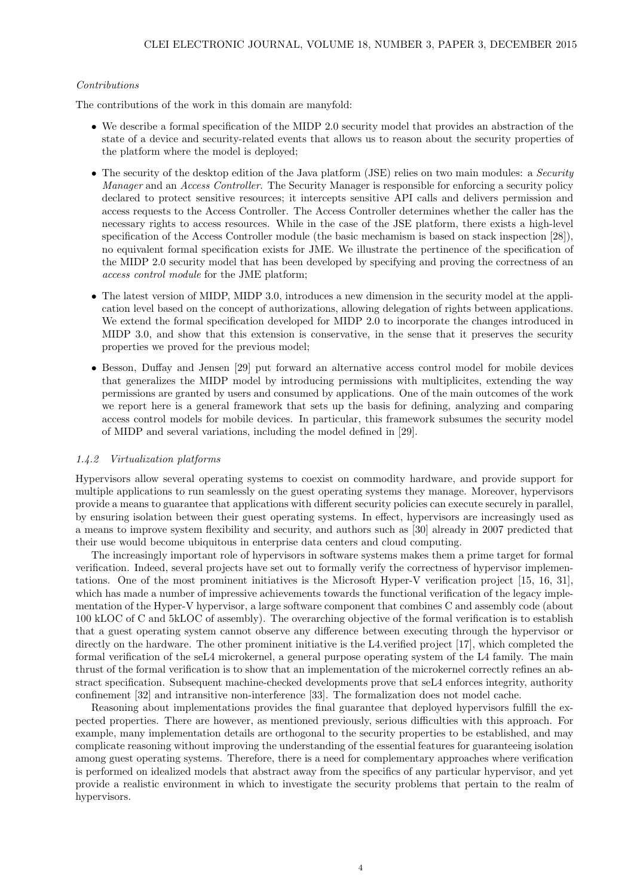*Contributions*

The contributions of the work in this domain are manyfold:

- We describe a formal specification of the MIDP 2.0 security model that provides an abstraction of the state of a device and security-related events that allows us to reason about the security properties of the platform where the model is deployed;
- The security of the desktop edition of the Java platform (JSE) relies on two main modules: a *Security Manager* and an *Access Controller*. The Security Manager is responsible for enforcing a security policy declared to protect sensitive resources; it intercepts sensitive API calls and delivers permission and access requests to the Access Controller. The Access Controller determines whether the caller has the necessary rights to access resources. While in the case of the JSE platform, there exists a high-level specification of the Access Controller module (the basic mechamism is based on stack inspection [28]), no equivalent formal specification exists for JME. We illustrate the pertinence of the specification of the MIDP 2.0 security model that has been developed by specifying and proving the correctness of an *access control module* for the JME platform;
- The latest version of MIDP, MIDP 3.0, introduces a new dimension in the security model at the application level based on the concept of authorizations, allowing delegation of rights between applications. We extend the formal specification developed for MIDP 2.0 to incorporate the changes introduced in MIDP 3.0, and show that this extension is conservative, in the sense that it preserves the security properties we proved for the previous model;
- Besson, Duffay and Jensen [29] put forward an alternative access control model for mobile devices that generalizes the MIDP model by introducing permissions with multiplicites, extending the way permissions are granted by users and consumed by applications. One of the main outcomes of the work we report here is a general framework that sets up the basis for defining, analyzing and comparing access control models for mobile devices. In particular, this framework subsumes the security model of MIDP and several variations, including the model defined in [29].

#### 1.4.2 Virtualization platforms

Hypervisors allow several operating systems to coexist on commodity hardware, and provide support for multiple applications to run seamlessly on the guest operating systems they manage. Moreover, hypervisors provide a means to guarantee that applications with different security policies can execute securely in parallel, by ensuring isolation between their guest operating systems. In effect, hypervisors are increasingly used as a means to improve system flexibility and security, and authors such as [30] already in 2007 predicted that their use would become ubiquitous in enterprise data centers and cloud computing.

The increasingly important role of hypervisors in software systems makes them a prime target for formal verification. Indeed, several projects have set out to formally verify the correctness of hypervisor implementations. One of the most prominent initiatives is the Microsoft Hyper-V verification project [15, 16, 31], which has made a number of impressive achievements towards the functional verification of the legacy implementation of the Hyper-V hypervisor, a large software component that combines C and assembly code (about 100 kLOC of C and 5kLOC of assembly). The overarching objective of the formal verification is to establish that a guest operating system cannot observe any difference between executing through the hypervisor or directly on the hardware. The other prominent initiative is the L4.verified project [17], which completed the formal verification of the seL4 microkernel, a general purpose operating system of the L4 family. The main thrust of the formal verification is to show that an implementation of the microkernel correctly refines an abstract specification. Subsequent machine-checked developments prove that seL4 enforces integrity, authority confinement [32] and intransitive non-interference [33]. The formalization does not model cache.

Reasoning about implementations provides the final guarantee that deployed hypervisors fulfill the expected properties. There are however, as mentioned previously, serious difficulties with this approach. For example, many implementation details are orthogonal to the security properties to be established, and may complicate reasoning without improving the understanding of the essential features for guaranteeing isolation among guest operating systems. Therefore, there is a need for complementary approaches where verification is performed on idealized models that abstract away from the specifics of any particular hypervisor, and yet provide a realistic environment in which to investigate the security problems that pertain to the realm of hypervisors.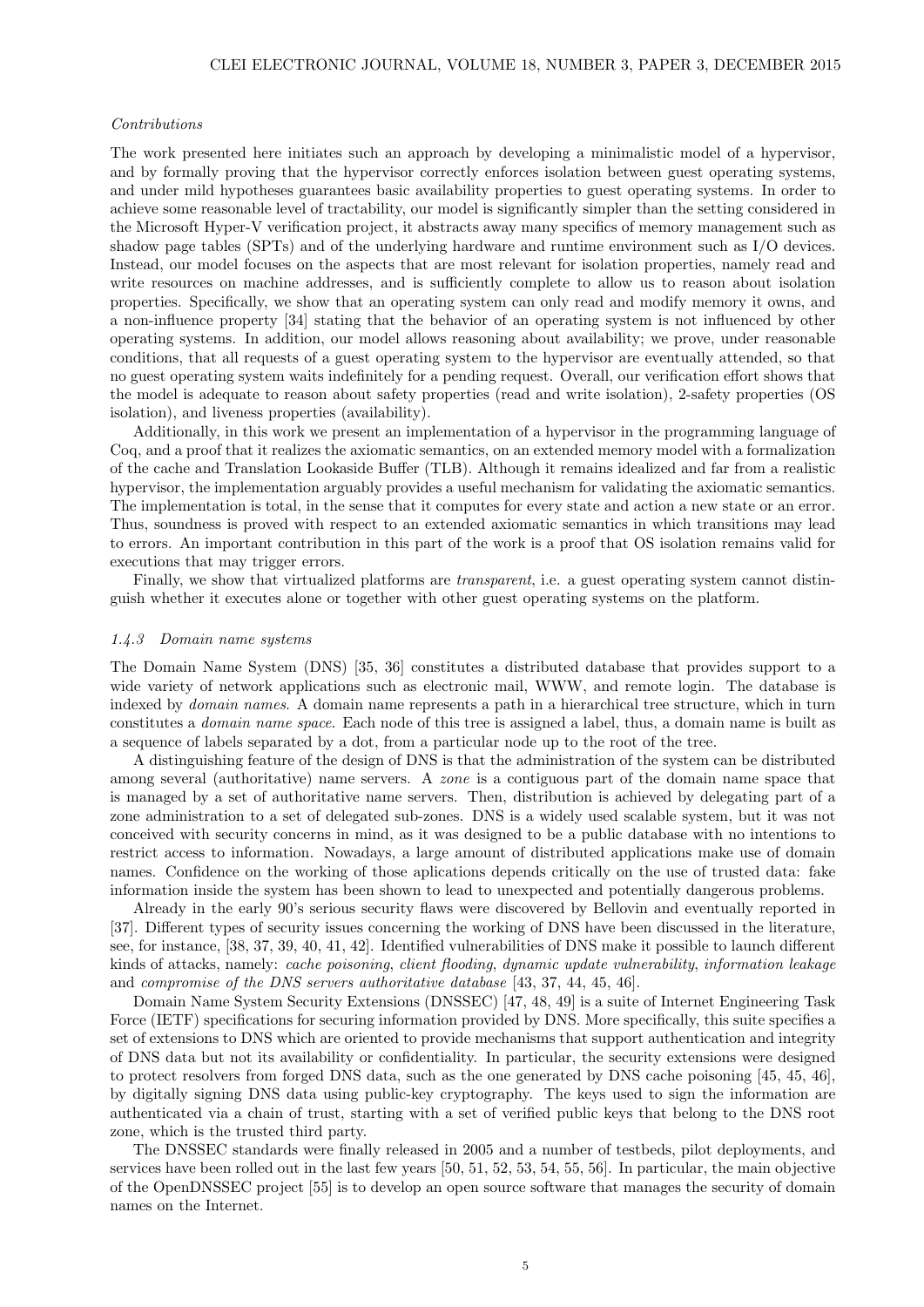*Contributions*

The work presented here initiates such an approach by developing a minimalistic model of a hypervisor, and by formally proving that the hypervisor correctly enforces isolation between guest operating systems, and under mild hypotheses guarantees basic availability properties to guest operating systems. In order to achieve some reasonable level of tractability, our model is significantly simpler than the setting considered in the Microsoft Hyper-V verification project, it abstracts away many specifics of memory management such as shadow page tables (SPTs) and of the underlying hardware and runtime environment such as I/O devices. Instead, our model focuses on the aspects that are most relevant for isolation properties, namely read and write resources on machine addresses, and is sufficiently complete to allow us to reason about isolation properties. Specifically, we show that an operating system can only read and modify memory it owns, and a non-influence property [34] stating that the behavior of an operating system is not influenced by other operating systems. In addition, our model allows reasoning about availability; we prove, under reasonable conditions, that all requests of a guest operating system to the hypervisor are eventually attended, so that no guest operating system waits indefinitely for a pending request. Overall, our verification effort shows that the model is adequate to reason about safety properties (read and write isolation), 2-safety properties (OS isolation), and liveness properties (availability).

Additionally, in this work we present an implementation of a hypervisor in the programming language of Coq, and a proof that it realizes the axiomatic semantics, on an extended memory model with a formalization of the cache and Translation Lookaside Buffer (TLB). Although it remains idealized and far from a realistic hypervisor, the implementation arguably provides a useful mechanism for validating the axiomatic semantics. The implementation is total, in the sense that it computes for every state and action a new state or an error. Thus, soundness is proved with respect to an extended axiomatic semantics in which transitions may lead to errors. An important contribution in this part of the work is a proof that OS isolation remains valid for executions that may trigger errors.

Finally, we show that virtualized platforms are *transparent*, i.e. a guest operating system cannot distinguish whether it executes alone or together with other guest operating systems on the platform.

### *1.4.3 Domain name systems*

The Domain Name System (DNS) [35, 36] constitutes a distributed database that provides support to a wide variety of network applications such as electronic mail, WWW, and remote login. The database is indexed by *domain names*. A domain name represents a path in a hierarchical tree structure, which in turn constitutes a *domain name space*. Each node of this tree is assigned a label, thus, a domain name is built as a sequence of labels separated by a dot, from a particular node up to the root of the tree.

A distinguishing feature of the design of DNS is that the administration of the system can be distributed among several (authoritative) name servers. A *zone* is a contiguous part of the domain name space that is managed by a set of authoritative name servers. Then, distribution is achieved by delegating part of a zone administration to a set of delegated sub-zones. DNS is a widely used scalable system, but it was not conceived with security concerns in mind, as it was designed to be a public database with no intentions to restrict access to information. Nowadays, a large amount of distributed applications make use of domain names. Confidence on the working of those aplications depends critically on the use of trusted data: fake information inside the system has been shown to lead to unexpected and potentially dangerous problems.

Already in the early 90's serious security flaws were discovered by Bellovin and eventually reported in [37]. Different types of security issues concerning the working of DNS have been discussed in the literature, see, for instance, [38, 37, 39, 40, 41, 42]. Identified vulnerabilities of DNS make it possible to launch different kinds of attacks, namely: *cache poisoning*, *client flooding*, *dynamic update vulnerability*, *information leakage* and *compromise of the DNS servers authoritative database* [43, 37, 44, 45, 46].

Domain Name System Security Extensions (DNSSEC) [47, 48, 49] is a suite of Internet Engineering Task Force (IETF) specifications for securing information provided by DNS. More specifically, this suite specifies a set of extensions to DNS which are oriented to provide mechanisms that support authentication and integrity of DNS data but not its availability or confidentiality. In particular, the security extensions were designed to protect resolvers from forged DNS data, such as the one generated by DNS cache poisoning [45, 45, 46], by digitally signing DNS data using public-key cryptography. The keys used to sign the information are authenticated via a chain of trust, starting with a set of verified public keys that belong to the DNS root zone, which is the trusted third party.

The DNSSEC standards were finally released in 2005 and a number of testbeds, pilot deployments, and services have been rolled out in the last few years [50, 51, 52, 53, 54, 55, 56]. In particular, the main objective of the OpenDNSSEC project [55] is to develop an open source software that manages the security of domain names on the Internet.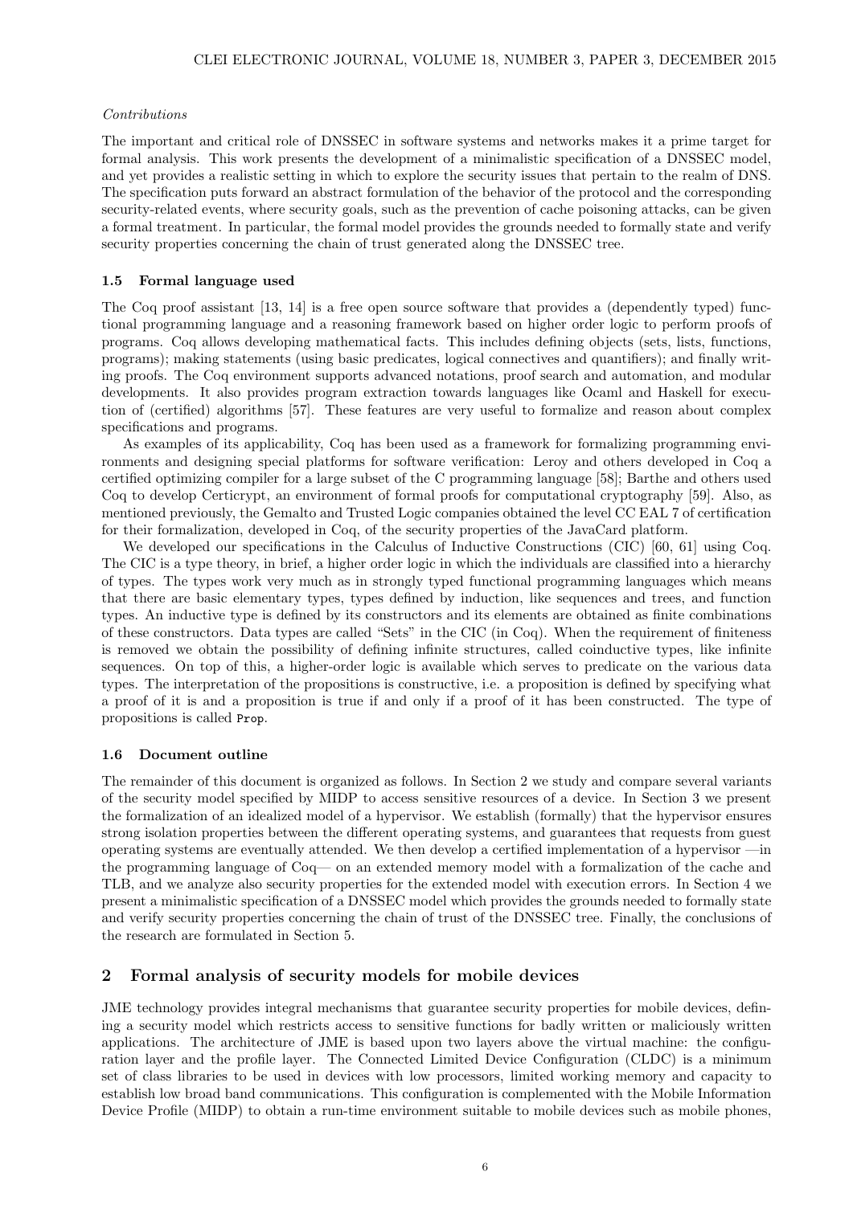*Contributions*

The important and critical role of DNSSEC in software systems and networks makes it a prime target for formal analysis. This work presents the development of a minimalistic specification of a DNSSEC model, and yet provides a realistic setting in which to explore the security issues that pertain to the realm of DNS. The specification puts forward an abstract formulation of the behavior of the protocol and the corresponding security-related events, where security goals, such as the prevention of cache poisoning attacks, can be given a formal treatment. In particular, the formal model provides the grounds needed to formally state and verify security properties concerning the chain of trust generated along the DNSSEC tree.

### 1.5 Formal language used

The Coq proof assistant [13, 14] is a free open source software that provides a (dependently typed) functional programming language and a reasoning framework based on higher order logic to perform proofs of programs. Coq allows developing mathematical facts. This includes defining objects (sets, lists, functions, programs); making statements (using basic predicates, logical connectives and quantifiers); and finally writing proofs. The Coq environment supports advanced notations, proof search and automation, and modular developments. It also provides program extraction towards languages like Ocaml and Haskell for execution of (certified) algorithms [57]. These features are very useful to formalize and reason about complex specifications and programs.

As examples of its applicability, Coq has been used as a framework for formalizing programming environments and designing special platforms for software verification: Leroy and others developed in Coq a certified optimizing compiler for a large subset of the C programming language [58]; Barthe and others used Coq to develop Certicrypt, an environment of formal proofs for computational cryptography [59]. Also, as mentioned previously, the Gemalto and Trusted Logic companies obtained the level CC EAL 7 of certification for their formalization, developed in Coq, of the security properties of the JavaCard platform.

We developed our specifications in the Calculus of Inductive Constructions (CIC) [60, 61] using Coq. The CIC is a type theory, in brief, a higher order logic in which the individuals are classified into a hierarchy of types. The types work very much as in strongly typed functional programming languages which means that there are basic elementary types, types defined by induction, like sequences and trees, and function types. An inductive type is defined by its constructors and its elements are obtained as finite combinations of these constructors. Data types are called "Sets" in the CIC (in Coq). When the requirement of finiteness is removed we obtain the possibility of defining infinite structures, called coinductive types, like infinite sequences. On top of this, a higher-order logic is available which serves to predicate on the various data types. The interpretation of the propositions is constructive, i.e. a proposition is defined by specifying what a proof of it is and a proposition is true if and only if a proof of it has been constructed. The type of propositions is called `Prop`.

### 1.6 Document outline

The remainder of this document is organized as follows. In Section 2 we study and compare several variants of the security model specified by MIDP to access sensitive resources of a device. In Section 3 we present the formalization of an idealized model of a hypervisor. We establish (formally) that the hypervisor ensures strong isolation properties between the different operating systems, and guarantees that requests from guest operating systems are eventually attended. We then develop a certified implementation of a hypervisor —in the programming language of Coq— on an extended memory model with a formalization of the cache and TLB, and we analyze also security properties for the extended model with execution errors. In Section 4 we present a minimalistic specification of a DNSSEC model which provides the grounds needed to formally state and verify security properties concerning the chain of trust of the DNSSEC tree. Finally, the conclusions of the research are formulated in Section 5.

## 2 Formal analysis of security models for mobile devices

JME technology provides integral mechanisms that guarantee security properties for mobile devices, defining a security model which restricts access to sensitive functions for badly written or maliciously written applications. The architecture of JME is based upon two layers above the virtual machine: the configuration layer and the profile layer. The Connected Limited Device Configuration (CLDC) is a minimum set of class libraries to be used in devices with low processors, limited working memory and capacity to establish low broad band communications. This configuration is complemented with the Mobile Information Device Profile (MIDP) to obtain a run-time environment suitable to mobile devices such as mobile phones,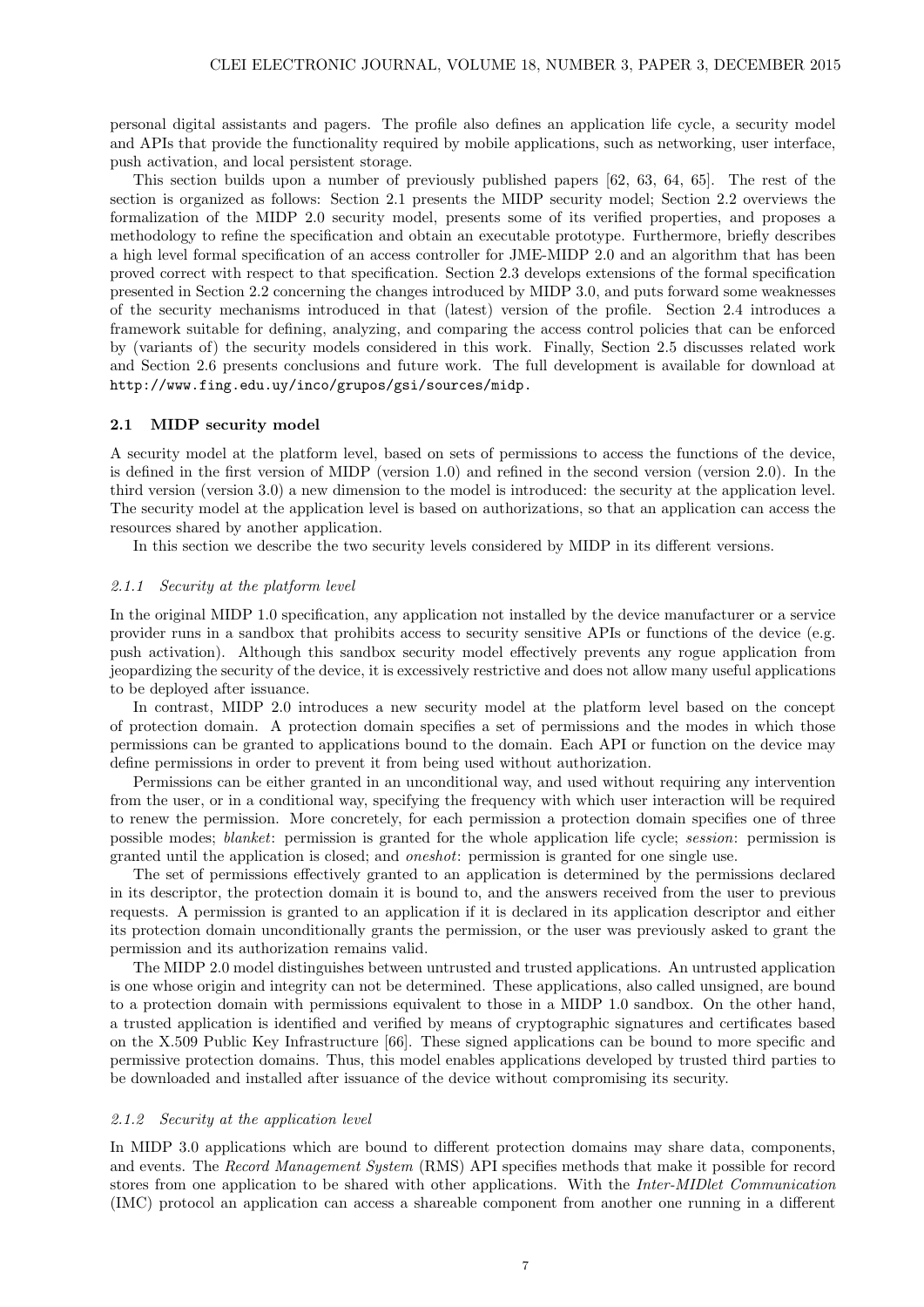personal digital assistants and pagers. The profile also defines an application life cycle, a security model and APIs that provide the functionality required by mobile applications, such as networking, user interface, push activation, and local persistent storage.

This section builds upon a number of previously published papers [62, 63, 64, 65]. The rest of the section is organized as follows: Section 2.1 presents the MIDP security model; Section 2.2 overviews the formalization of the MIDP 2.0 security model, presents some of its verified properties, and proposes a methodology to refine the specification and obtain an executable prototype. Furthermore, briefly describes a high level formal specification of an access controller for JME-MIDP 2.0 and an algorithm that has been proved correct with respect to that specification. Section 2.3 develops extensions of the formal specification presented in Section 2.2 concerning the changes introduced by MIDP 3.0, and puts forward some weaknesses of the security mechanisms introduced in that (latest) version of the profile. Section 2.4 introduces a framework suitable for defining, analyzing, and comparing the access control policies that can be enforced by (variants of) the security models considered in this work. Finally, Section 2.5 discusses related work and Section 2.6 presents conclusions and future work. The full development is available for download at http://www.fing.edu.uy/inco/grupos/gsi/sources/midp.

### 2.1 MIDP security model

A security model at the platform level, based on sets of permissions to access the functions of the device, is defined in the first version of MIDP (version 1.0) and refined in the second version (version 2.0). In the third version (version 3.0) a new dimension to the model is introduced: the security at the application level. The security model at the application level is based on authorizations, so that an application can access the resources shared by another application.

In this section we describe the two security levels considered by MIDP in its different versions.

#### *2.1.1 Security at the platform level*

In the original MIDP 1.0 specification, any application not installed by the device manufacturer or a service provider runs in a sandbox that prohibits access to security sensitive APIs or functions of the device (e.g. push activation). Although this sandbox security model effectively prevents any rogue application from jeopardizing the security of the device, it is excessively restrictive and does not allow many useful applications to be deployed after issuance.

In contrast, MIDP 2.0 introduces a new security model at the platform level based on the concept of protection domain. A protection domain specifies a set of permissions and the modes in which those permissions can be granted to applications bound to the domain. Each API or function on the device may define permissions in order to prevent it from being used without authorization.

Permissions can be either granted in an unconditional way, and used without requiring any intervention from the user, or in a conditional way, specifying the frequency with which user interaction will be required to renew the permission. More concretely, for each permission a protection domain specifies one of three possible modes; *blanket*: permission is granted for the whole application life cycle; *session*: permission is granted until the application is closed; and *oneshot*: permission is granted for one single use.

The set of permissions effectively granted to an application is determined by the permissions declared in its descriptor, the protection domain it is bound to, and the answers received from the user to previous requests. A permission is granted to an application if it is declared in its application descriptor and either its protection domain unconditionally grants the permission, or the user was previously asked to grant the permission and its authorization remains valid.

The MIDP 2.0 model distinguishes between untrusted and trusted applications. An untrusted application is one whose origin and integrity can not be determined. These applications, also called unsigned, are bound to a protection domain with permissions equivalent to those in a MIDP 1.0 sandbox. On the other hand, a trusted application is identified and verified by means of cryptographic signatures and certificates based on the X.509 Public Key Infrastructure [66]. These signed applications can be bound to more specific and permissive protection domains. Thus, this model enables applications developed by trusted third parties to be downloaded and installed after issuance of the device without compromising its security.

#### *2.1.2 Security at the application level*

In MIDP 3.0 applications which are bound to different protection domains may share data, components, and events. The *Record Management System* (RMS) API specifies methods that make it possible for record stores from one application to be shared with other applications. With the *Inter-MIDlet Communication* (IMC) protocol an application can access a shareable component from another one running in a different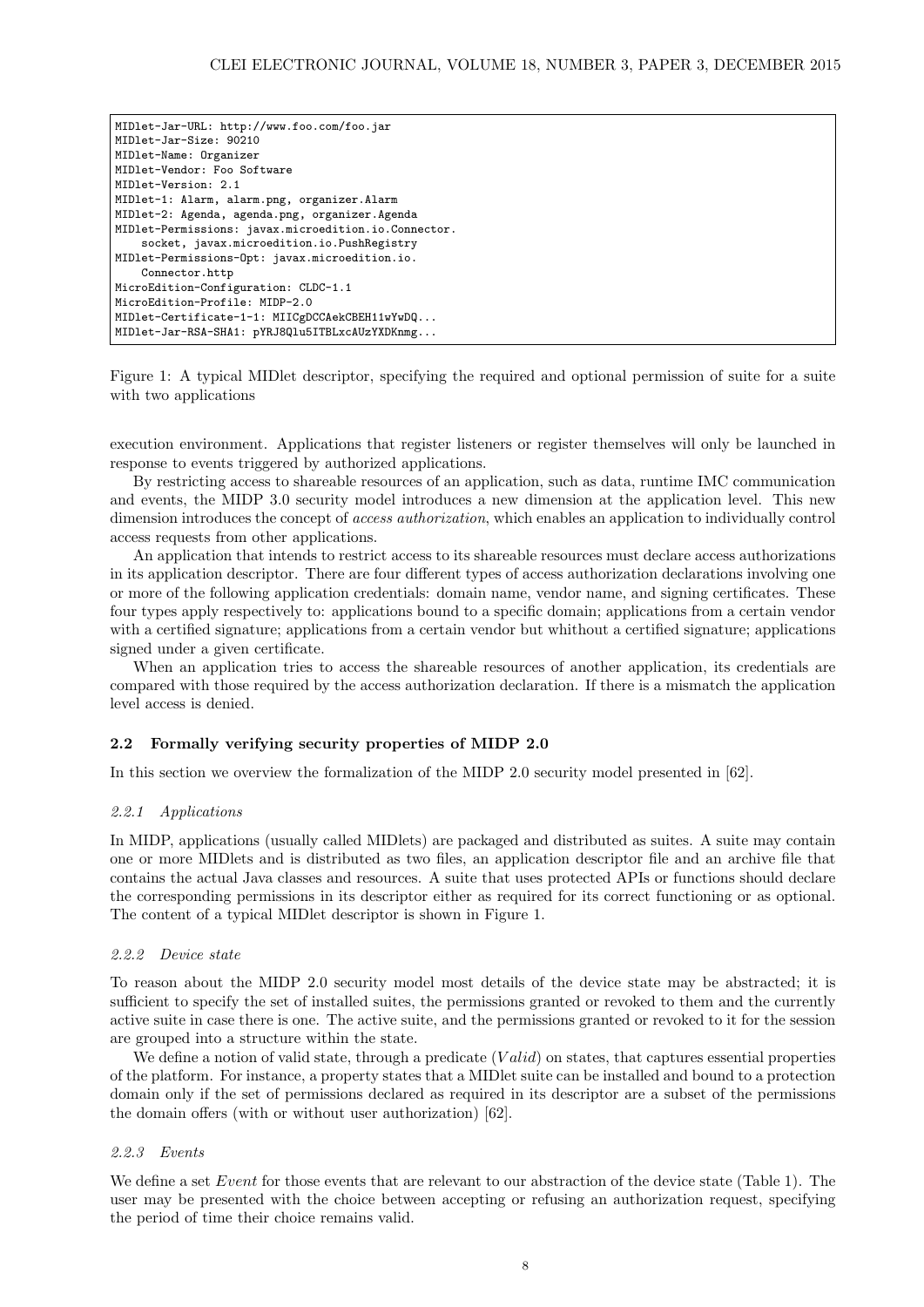```
MIDlet-Jar-URL: http://www.foo.com/foo.jar
MIDlet-Jar-Size: 90210
MIDlet-Name: Organizer
MIDlet-Vendor: Foo Software
MIDlet-Version: 2.1
MIDlet-1: Alarm, alarm.png, organizer.Alarm
MIDlet-2: Agenda, agenda.png, organizer.Agenda
MIDlet-Permissions: javax.microedition.io.Connector.
    socket, javax.microedition.io.PushRegistry
MIDlet-Permissions-Opt: javax.microedition.io.
    Connector.http
MicroEdition-Configuration: CLDC-1.1
MicroEdition-Profile: MIDP-2.0
MIDlet-Certificate-1-1: MIICgDCCAekCBEH11wYwDQ...
MIDlet-Jar-RSA-SHA1: pYRJ8Qlu5ITBLxcAUzYXDKnmg...
```

Figure 1: A typical MIDlet descriptor, specifying the required and optional permission of suite for a suite with two applications

execution environment. Applications that register listeners or register themselves will only be launched in response to events triggered by authorized applications.

By restricting access to shareable resources of an application, such as data, runtime IMC communication and events, the MIDP 3.0 security model introduces a new dimension at the application level. This new dimension introduces the concept of *access authorization*, which enables an application to individually control access requests from other applications.

An application that intends to restrict access to its shareable resources must declare access authorizations in its application descriptor. There are four different types of access authorization declarations involving one or more of the following application credentials: domain name, vendor name, and signing certificates. These four types apply respectively to: applications bound to a specific domain; applications from a certain vendor with a certified signature; applications from a certain vendor but whithout a certified signature; applications signed under a given certificate.

When an application tries to access the shareable resources of another application, its credentials are compared with those required by the access authorization declaration. If there is a mismatch the application level access is denied.

### 2.2 Formally verifying security properties of MIDP 2.0

In this section we overview the formalization of the MIDP 2.0 security model presented in [62].

#### 2.2.1 Applications

In MIDP, applications (usually called MIDlets) are packaged and distributed as suites. A suite may contain one or more MIDlets and is distributed as two files, an application descriptor file and an archive file that contains the actual Java classes and resources. A suite that uses protected APIs or functions should declare the corresponding permissions in its descriptor either as required for its correct functioning or as optional. The content of a typical MIDlet descriptor is shown in Figure 1.

#### 2.2.2 Device state

To reason about the MIDP 2.0 security model most details of the device state may be abstracted; it is sufficient to specify the set of installed suites, the permissions granted or revoked to them and the currently active suite in case there is one. The active suite, and the permissions granted or revoked to it for the session are grouped into a structure within the state.

We define a notion of valid state, through a predicate ($Valid$) on states, that captures essential properties of the platform. For instance, a property states that a MIDlet suite can be installed and bound to a protection domain only if the set of permissions declared as required in its descriptor are a subset of the permissions the domain offers (with or without user authorization) [62].

#### 2.2.3 Events

We define a set $Event$ for those events that are relevant to our abstraction of the device state (Table 1). The user may be presented with the choice between accepting or refusing an authorization request, specifying the period of time their choice remains valid.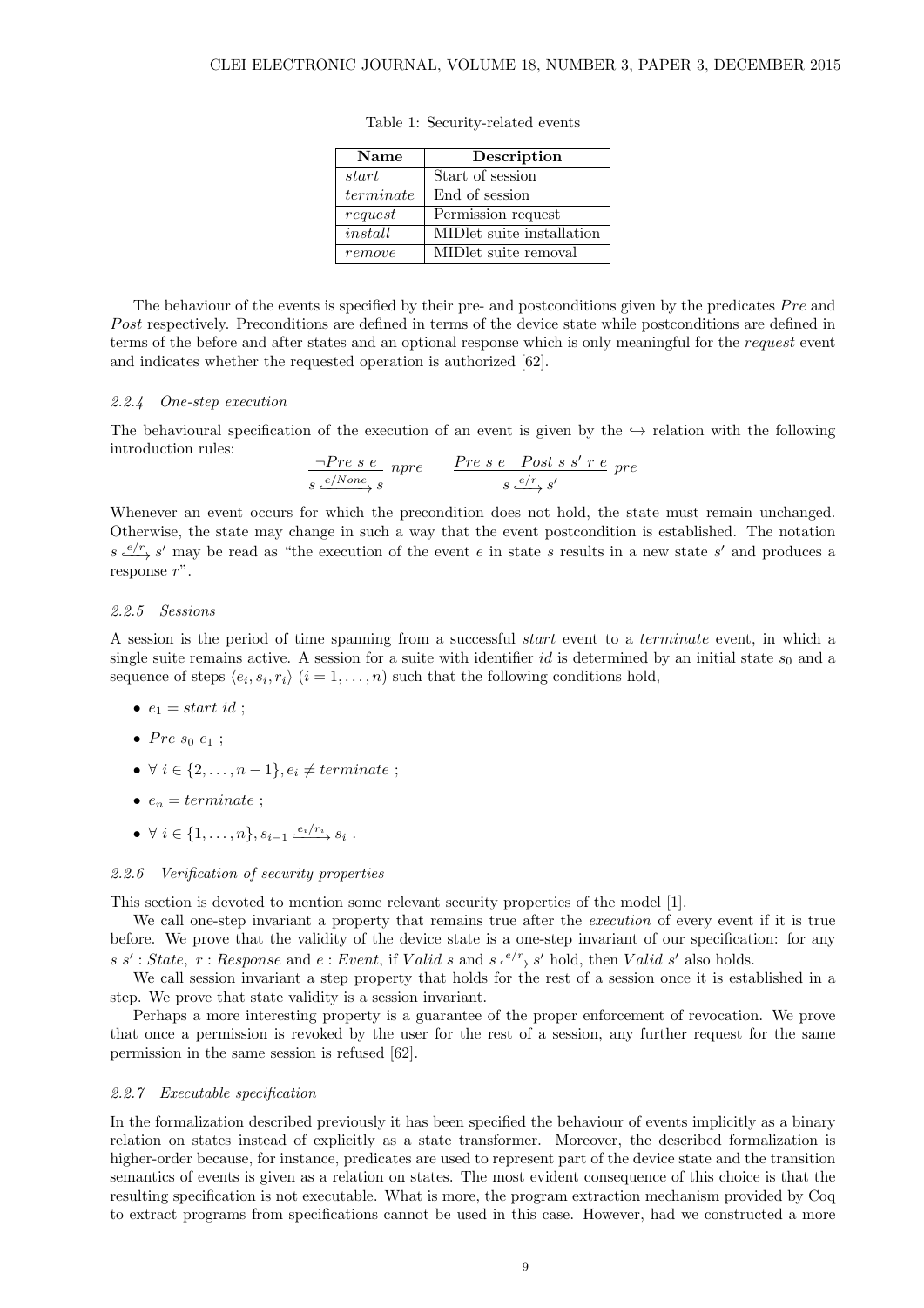Table 1: Security-related events

| **Name** | **Description** |
|---|---|
| *start* | Start of session |
| *terminate* | End of session |
| *request* | Permission request |
| *install* | MIDlet suite installation |
| *remove* | MIDlet suite removal |

The behaviour of the events is specified by their pre- and postconditions given by the predicates $Pre$ and $Post$ respectively. Preconditions are defined in terms of the device state while postconditions are defined in terms of the before and after states and an optional response which is only meaningful for the *request* event and indicates whether the requested operation is authorized [62].

#### 2.2.4 One-step execution

The behavioural specification of the execution of an event is given by the $\hookrightarrow$ relation with the following introduction rules:

$$\frac{\neg Pre\ s\ e}{s \xrightarrow{e/None} s}\ npre \qquad \frac{Pre\ s\ e \quad Post\ s\ s'\ r\ e}{s \xrightarrow{e/r} s'}\ pre$$

Whenever an event occurs for which the precondition does not hold, the state must remain unchanged. Otherwise, the state may change in such a way that the event postcondition is established. The notation $s \xrightarrow{e/r} s'$ may be read as "the execution of the event $e$ in state $s$ results in a new state $s'$ and produces a response $r$".

#### 2.2.5 Sessions

A session is the period of time spanning from a successful *start* event to a *terminate* event, in which a single suite remains active. A session for a suite with identifier $id$ is determined by an initial state $s_0$ and a sequence of steps $\langle e_i, s_i, r_i \rangle$ $(i = 1, \ldots, n)$ such that the following conditions hold,

- $e_1 = start\ id$ ;
- $Pre\ s_0\ e_1$ ;
- $\forall\ i \in \{2, \ldots, n-1\}, e_i \neq terminate$ ;
- $e_n = terminate$ ;
- $\forall\ i \in \{1, \ldots, n\}, s_{i-1} \xrightarrow{e_i/r_i} s_i$ .

#### 2.2.6 Verification of security properties

This section is devoted to mention some relevant security properties of the model [1].

We call one-step invariant a property that remains true after the *execution* of every event if it is true before. We prove that the validity of the device state is a one-step invariant of our specification: for any $s\ s' : State,\ r : Response$ and $e : Event$, if $Valid\ s$ and $s \xrightarrow{e/r} s'$ hold, then $Valid\ s'$ also holds.

We call session invariant a step property that holds for the rest of a session once it is established in a step. We prove that state validity is a session invariant.

Perhaps a more interesting property is a guarantee of the proper enforcement of revocation. We prove that once a permission is revoked by the user for the rest of a session, any further request for the same permission in the same session is refused [62].

#### 2.2.7 Executable specification

In the formalization described previously it has been specified the behaviour of events implicitly as a binary relation on states instead of explicitly as a state transformer. Moreover, the described formalization is higher-order because, for instance, predicates are used to represent part of the device state and the transition semantics of events is given as a relation on states. The most evident consequence of this choice is that the resulting specification is not executable. What is more, the program extraction mechanism provided by Coq to extract programs from specifications cannot be used in this case. However, had we constructed a more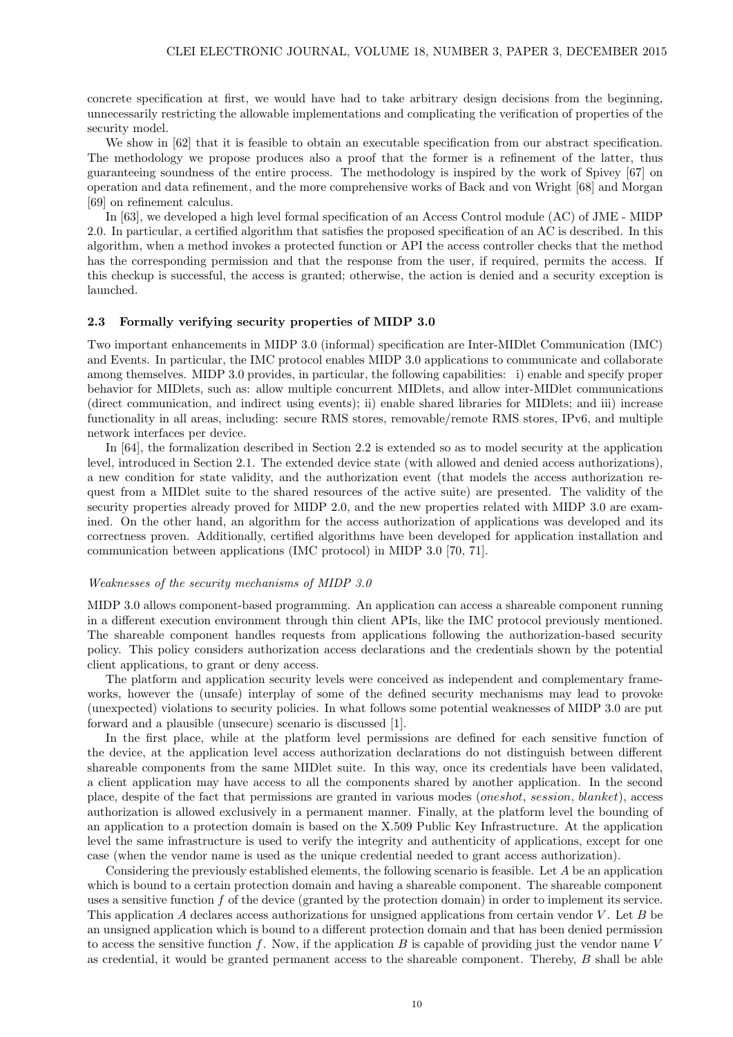concrete specification at first, we would have had to take arbitrary design decisions from the beginning, unnecessarily restricting the allowable implementations and complicating the verification of properties of the security model.

We show in [62] that it is feasible to obtain an executable specification from our abstract specification. The methodology we propose produces also a proof that the former is a refinement of the latter, thus guaranteeing soundness of the entire process. The methodology is inspired by the work of Spivey [67] on operation and data refinement, and the more comprehensive works of Back and von Wright [68] and Morgan [69] on refinement calculus.

In [63], we developed a high level formal specification of an Access Control module (AC) of JME - MIDP 2.0. In particular, a certified algorithm that satisfies the proposed specification of an AC is described. In this algorithm, when a method invokes a protected function or API the access controller checks that the method has the corresponding permission and that the response from the user, if required, permits the access. If this checkup is successful, the access is granted; otherwise, the action is denied and a security exception is launched.

### 2.3 Formally verifying security properties of MIDP 3.0

Two important enhancements in MIDP 3.0 (informal) specification are Inter-MIDlet Communication (IMC) and Events. In particular, the IMC protocol enables MIDP 3.0 applications to communicate and collaborate among themselves. MIDP 3.0 provides, in particular, the following capabilities: i) enable and specify proper behavior for MIDlets, such as: allow multiple concurrent MIDlets, and allow inter-MIDlet communications (direct communication, and indirect using events); ii) enable shared libraries for MIDlets; and iii) increase functionality in all areas, including: secure RMS stores, removable/remote RMS stores, IPv6, and multiple network interfaces per device.

In [64], the formalization described in Section 2.2 is extended so as to model security at the application level, introduced in Section 2.1. The extended device state (with allowed and denied access authorizations), a new condition for state validity, and the authorization event (that models the access authorization request from a MIDlet suite to the shared resources of the active suite) are presented. The validity of the security properties already proved for MIDP 2.0, and the new properties related with MIDP 3.0 are examined. On the other hand, an algorithm for the access authorization of applications was developed and its correctness proven. Additionally, certified algorithms have been developed for application installation and communication between applications (IMC protocol) in MIDP 3.0 [70, 71].

*Weaknesses of the security mechanisms of MIDP 3.0*

MIDP 3.0 allows component-based programming. An application can access a shareable component running in a different execution environment through thin client APIs, like the IMC protocol previously mentioned. The shareable component handles requests from applications following the authorization-based security policy. This policy considers authorization access declarations and the credentials shown by the potential client applications, to grant or deny access.

The platform and application security levels were conceived as independent and complementary frameworks, however the (unsafe) interplay of some of the defined security mechanisms may lead to provoke (unexpected) violations to security policies. In what follows some potential weaknesses of MIDP 3.0 are put forward and a plausible (unsecure) scenario is discussed [1].

In the first place, while at the platform level permissions are defined for each sensitive function of the device, at the application level access authorization declarations do not distinguish between different shareable components from the same MIDlet suite. In this way, once its credentials have been validated, a client application may have access to all the components shared by another application. In the second place, despite of the fact that permissions are granted in various modes (*oneshot*, *session*, *blanket*), access authorization is allowed exclusively in a permanent manner. Finally, at the platform level the bounding of an application to a protection domain is based on the X.509 Public Key Infrastructure. At the application level the same infrastructure is used to verify the integrity and authenticity of applications, except for one case (when the vendor name is used as the unique credential needed to grant access authorization).

Considering the previously established elements, the following scenario is feasible. Let $A$ be an application which is bound to a certain protection domain and having a shareable component. The shareable component uses a sensitive function $f$ of the device (granted by the protection domain) in order to implement its service. This application $A$ declares access authorizations for unsigned applications from certain vendor $V$. Let $B$ be an unsigned application which is bound to a different protection domain and that has been denied permission to access the sensitive function $f$. Now, if the application $B$ is capable of providing just the vendor name $V$ as credential, it would be granted permanent access to the shareable component. Thereby, $B$ shall be able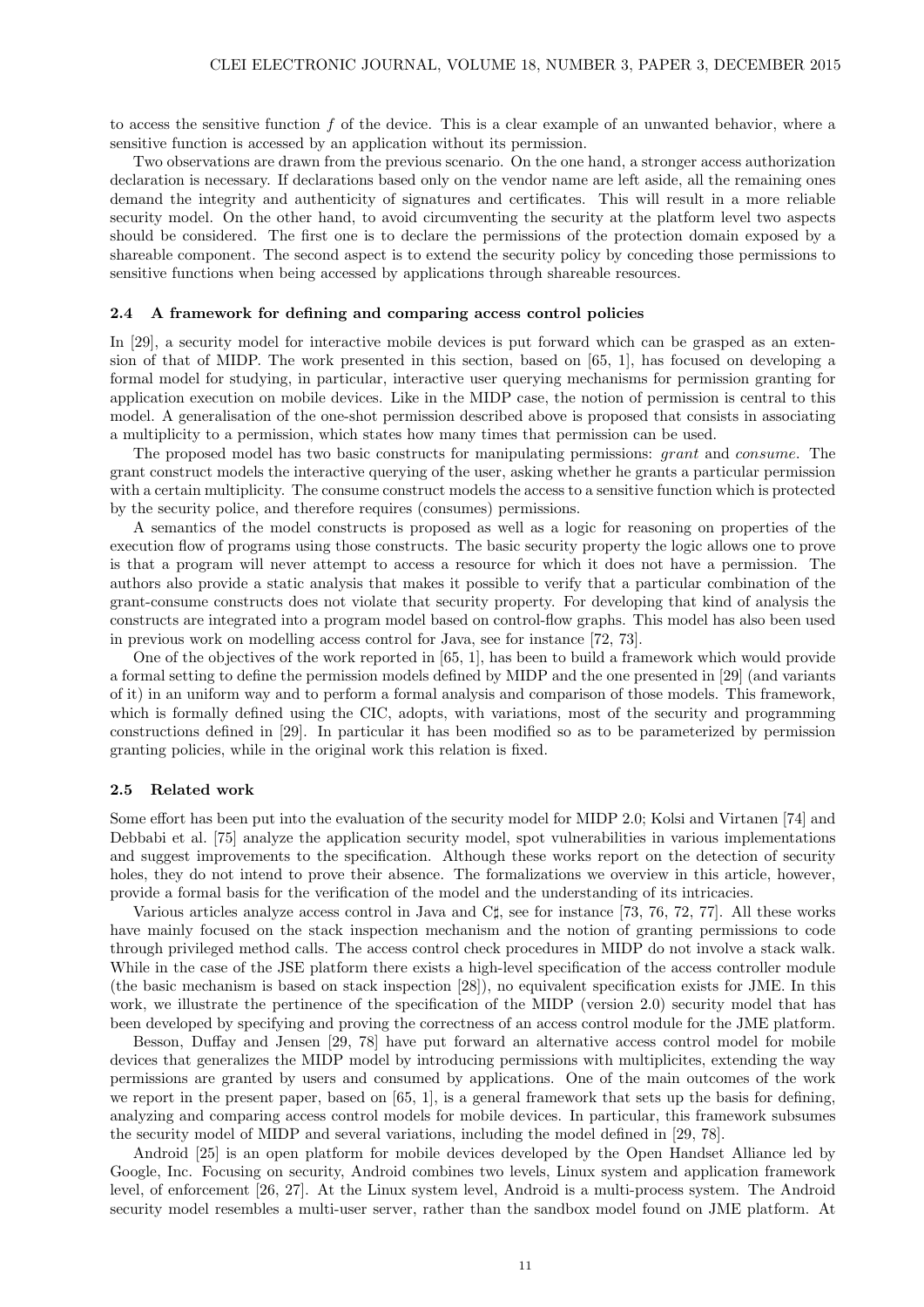to access the sensitive function $f$ of the device. This is a clear example of an unwanted behavior, where a sensitive function is accessed by an application without its permission.

Two observations are drawn from the previous scenario. On the one hand, a stronger access authorization declaration is necessary. If declarations based only on the vendor name are left aside, all the remaining ones demand the integrity and authenticity of signatures and certificates. This will result in a more reliable security model. On the other hand, to avoid circumventing the security at the platform level two aspects should be considered. The first one is to declare the permissions of the protection domain exposed by a shareable component. The second aspect is to extend the security policy by conceding those permissions to sensitive functions when being accessed by applications through shareable resources.

### 2.4 A framework for defining and comparing access control policies

In [29], a security model for interactive mobile devices is put forward which can be grasped as an extension of that of MIDP. The work presented in this section, based on [65, 1], has focused on developing a formal model for studying, in particular, interactive user querying mechanisms for permission granting for application execution on mobile devices. Like in the MIDP case, the notion of permission is central to this model. A generalisation of the one-shot permission described above is proposed that consists in associating a multiplicity to a permission, which states how many times that permission can be used.

The proposed model has two basic constructs for manipulating permissions: *grant* and *consume*. The grant construct models the interactive querying of the user, asking whether he grants a particular permission with a certain multiplicity. The consume construct models the access to a sensitive function which is protected by the security police, and therefore requires (consumes) permissions.

A semantics of the model constructs is proposed as well as a logic for reasoning on properties of the execution flow of programs using those constructs. The basic security property the logic allows one to prove is that a program will never attempt to access a resource for which it does not have a permission. The authors also provide a static analysis that makes it possible to verify that a particular combination of the grant-consume constructs does not violate that security property. For developing that kind of analysis the constructs are integrated into a program model based on control-flow graphs. This model has also been used in previous work on modelling access control for Java, see for instance [72, 73].

One of the objectives of the work reported in [65, 1], has been to build a framework which would provide a formal setting to define the permission models defined by MIDP and the one presented in [29] (and variants of it) in an uniform way and to perform a formal analysis and comparison of those models. This framework, which is formally defined using the CIC, adopts, with variations, most of the security and programming constructions defined in [29]. In particular it has been modified so as to be parameterized by permission granting policies, while in the original work this relation is fixed.

### 2.5 Related work

Some effort has been put into the evaluation of the security model for MIDP 2.0; Kolsi and Virtanen [74] and Debbabi et al. [75] analyze the application security model, spot vulnerabilities in various implementations and suggest improvements to the specification. Although these works report on the detection of security holes, they do not intend to prove their absence. The formalizations we overview in this article, however, provide a formal basis for the verification of the model and the understanding of its intricacies.

Various articles analyze access control in Java and C♯, see for instance [73, 76, 72, 77]. All these works have mainly focused on the stack inspection mechanism and the notion of granting permissions to code through privileged method calls. The access control check procedures in MIDP do not involve a stack walk. While in the case of the JSE platform there exists a high-level specification of the access controller module (the basic mechanism is based on stack inspection [28]), no equivalent specification exists for JME. In this work, we illustrate the pertinence of the specification of the MIDP (version 2.0) security model that has been developed by specifying and proving the correctness of an access control module for the JME platform.

Besson, Duffay and Jensen [29, 78] have put forward an alternative access control model for mobile devices that generalizes the MIDP model by introducing permissions with multiplicites, extending the way permissions are granted by users and consumed by applications. One of the main outcomes of the work we report in the present paper, based on [65, 1], is a general framework that sets up the basis for defining, analyzing and comparing access control models for mobile devices. In particular, this framework subsumes the security model of MIDP and several variations, including the model defined in [29, 78].

Android [25] is an open platform for mobile devices developed by the Open Handset Alliance led by Google, Inc. Focusing on security, Android combines two levels, Linux system and application framework level, of enforcement [26, 27]. At the Linux system level, Android is a multi-process system. The Android security model resembles a multi-user server, rather than the sandbox model found on JME platform. At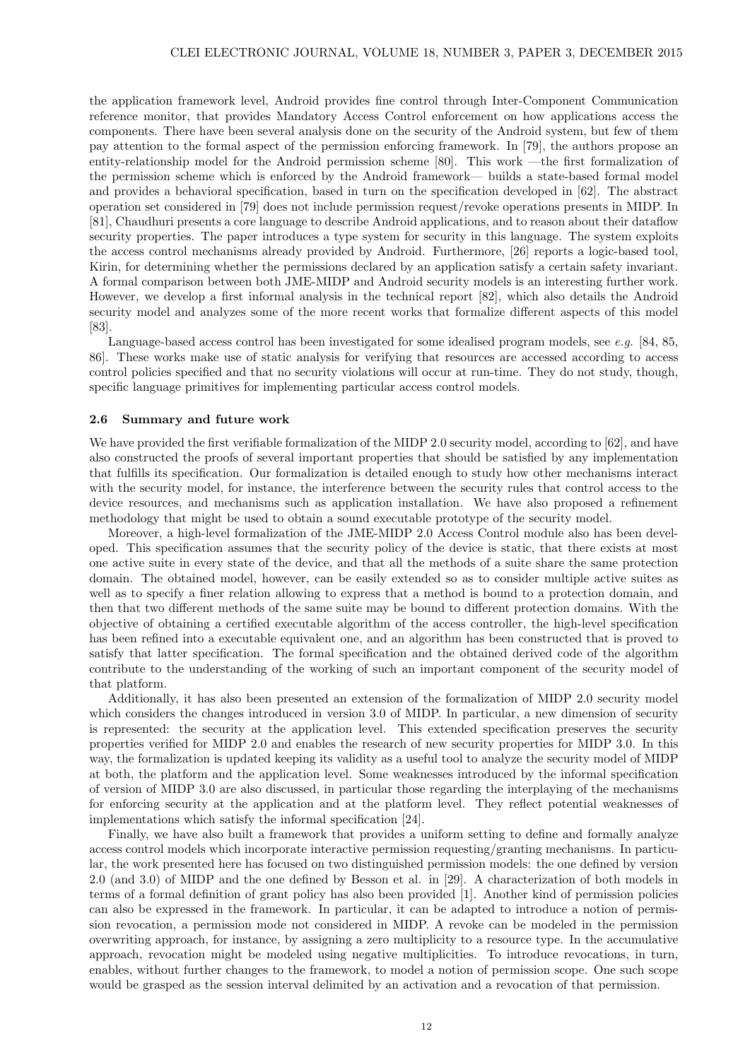the application framework level, Android provides fine control through Inter-Component Communication reference monitor, that provides Mandatory Access Control enforcement on how applications access the components. There have been several analysis done on the security of the Android system, but few of them pay attention to the formal aspect of the permission enforcing framework. In [79], the authors propose an entity-relationship model for the Android permission scheme [80]. This work —the first formalization of the permission scheme which is enforced by the Android framework— builds a state-based formal model and provides a behavioral specification, based in turn on the specification developed in [62]. The abstract operation set considered in [79] does not include permission request/revoke operations presents in MIDP. In [81], Chaudhuri presents a core language to describe Android applications, and to reason about their dataflow security properties. The paper introduces a type system for security in this language. The system exploits the access control mechanisms already provided by Android. Furthermore, [26] reports a logic-based tool, Kirin, for determining whether the permissions declared by an application satisfy a certain safety invariant. A formal comparison between both JME-MIDP and Android security models is an interesting further work. However, we develop a first informal analysis in the technical report [82], which also details the Android security model and analyzes some of the more recent works that formalize different aspects of this model [83].

Language-based access control has been investigated for some idealised program models, see *e.g.* [84, 85, 86]. These works make use of static analysis for verifying that resources are accessed according to access control policies specified and that no security violations will occur at run-time. They do not study, though, specific language primitives for implementing particular access control models.

### 2.6 Summary and future work

We have provided the first verifiable formalization of the MIDP 2.0 security model, according to [62], and have also constructed the proofs of several important properties that should be satisfied by any implementation that fulfills its specification. Our formalization is detailed enough to study how other mechanisms interact with the security model, for instance, the interference between the security rules that control access to the device resources, and mechanisms such as application installation. We have also proposed a refinement methodology that might be used to obtain a sound executable prototype of the security model.

Moreover, a high-level formalization of the JME-MIDP 2.0 Access Control module also has been developed. This specification assumes that the security policy of the device is static, that there exists at most one active suite in every state of the device, and that all the methods of a suite share the same protection domain. The obtained model, however, can be easily extended so as to consider multiple active suites as well as to specify a finer relation allowing to express that a method is bound to a protection domain, and then that two different methods of the same suite may be bound to different protection domains. With the objective of obtaining a certified executable algorithm of the access controller, the high-level specification has been refined into a executable equivalent one, and an algorithm has been constructed that is proved to satisfy that latter specification. The formal specification and the obtained derived code of the algorithm contribute to the understanding of the working of such an important component of the security model of that platform.

Additionally, it has also been presented an extension of the formalization of MIDP 2.0 security model which considers the changes introduced in version 3.0 of MIDP. In particular, a new dimension of security is represented: the security at the application level. This extended specification preserves the security properties verified for MIDP 2.0 and enables the research of new security properties for MIDP 3.0. In this way, the formalization is updated keeping its validity as a useful tool to analyze the security model of MIDP at both, the platform and the application level. Some weaknesses introduced by the informal specification of version of MIDP 3.0 are also discussed, in particular those regarding the interplaying of the mechanisms for enforcing security at the application and at the platform level. They reflect potential weaknesses of implementations which satisfy the informal specification [24].

Finally, we have also built a framework that provides a uniform setting to define and formally analyze access control models which incorporate interactive permission requesting/granting mechanisms. In particular, the work presented here has focused on two distinguished permission models: the one defined by version 2.0 (and 3.0) of MIDP and the one defined by Besson et al. in [29]. A characterization of both models in terms of a formal definition of grant policy has also been provided [1]. Another kind of permission policies can also be expressed in the framework. In particular, it can be adapted to introduce a notion of permission revocation, a permission mode not considered in MIDP. A revoke can be modeled in the permission overwriting approach, for instance, by assigning a zero multiplicity to a resource type. In the accumulative approach, revocation might be modeled using negative multiplicities. To introduce revocations, in turn, enables, without further changes to the framework, to model a notion of permission scope. One such scope would be grasped as the session interval delimited by an activation and a revocation of that permission.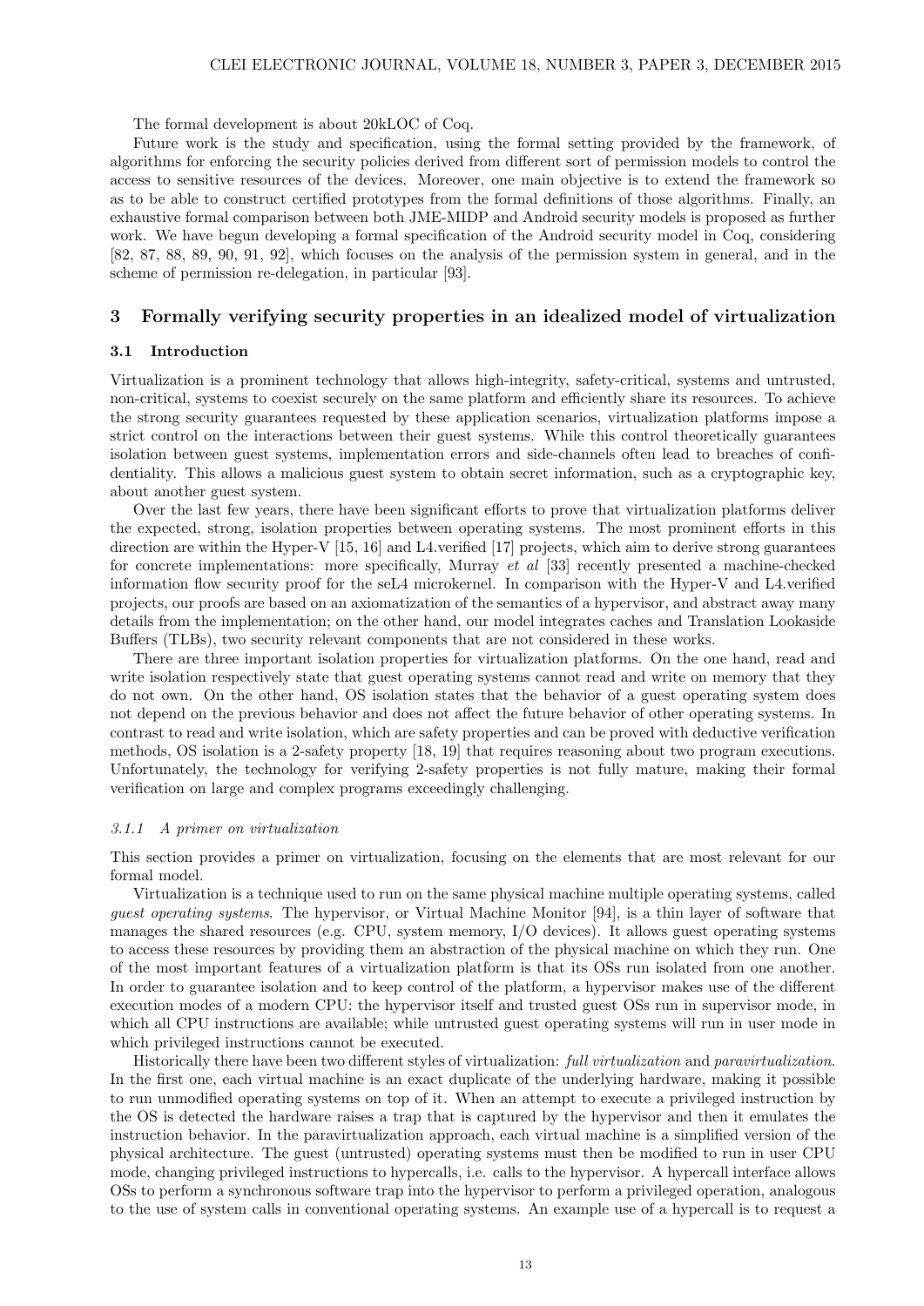The formal development is about 20kLOC of Coq.

Future work is the study and specification, using the formal setting provided by the framework, of algorithms for enforcing the security policies derived from different sort of permission models to control the access to sensitive resources of the devices. Moreover, one main objective is to extend the framework so as to be able to construct certified prototypes from the formal definitions of those algorithms. Finally, an exhaustive formal comparison between both JME-MIDP and Android security models is proposed as further work. We have begun developing a formal specification of the Android security model in Coq, considering [82, 87, 88, 89, 90, 91, 92], which focuses on the analysis of the permission system in general, and in the scheme of permission re-delegation, in particular [93].

## 3 Formally verifying security properties in an idealized model of virtualization

### 3.1 Introduction

Virtualization is a prominent technology that allows high-integrity, safety-critical, systems and untrusted, non-critical, systems to coexist securely on the same platform and efficiently share its resources. To achieve the strong security guarantees requested by these application scenarios, virtualization platforms impose a strict control on the interactions between their guest systems. While this control theoretically guarantees isolation between guest systems, implementation errors and side-channels often lead to breaches of confidentiality. This allows a malicious guest system to obtain secret information, such as a cryptographic key, about another guest system.

Over the last few years, there have been significant efforts to prove that virtualization platforms deliver the expected, strong, isolation properties between operating systems. The most prominent efforts in this direction are within the Hyper-V [15, 16] and L4.verified [17] projects, which aim to derive strong guarantees for concrete implementations: more specifically, Murray *et al* [33] recently presented a machine-checked information flow security proof for the seL4 microkernel. In comparison with the Hyper-V and L4.verified projects, our proofs are based on an axiomatization of the semantics of a hypervisor, and abstract away many details from the implementation; on the other hand, our model integrates caches and Translation Lookaside Buffers (TLBs), two security relevant components that are not considered in these works.

There are three important isolation properties for virtualization platforms. On the one hand, read and write isolation respectively state that guest operating systems cannot read and write on memory that they do not own. On the other hand, OS isolation states that the behavior of a guest operating system does not depend on the previous behavior and does not affect the future behavior of other operating systems. In contrast to read and write isolation, which are safety properties and can be proved with deductive verification methods, OS isolation is a 2-safety property [18, 19] that requires reasoning about two program executions. Unfortunately, the technology for verifying 2-safety properties is not fully mature, making their formal verification on large and complex programs exceedingly challenging.

#### *3.1.1 A primer on virtualization*

This section provides a primer on virtualization, focusing on the elements that are most relevant for our formal model.

Virtualization is a technique used to run on the same physical machine multiple operating systems, called *guest operating systems*. The hypervisor, or Virtual Machine Monitor [94], is a thin layer of software that manages the shared resources (e.g. CPU, system memory, I/O devices). It allows guest operating systems to access these resources by providing them an abstraction of the physical machine on which they run. One of the most important features of a virtualization platform is that its OSs run isolated from one another. In order to guarantee isolation and to keep control of the platform, a hypervisor makes use of the different execution modes of a modern CPU: the hypervisor itself and trusted guest OSs run in supervisor mode, in which all CPU instructions are available; while untrusted guest operating systems will run in user mode in which privileged instructions cannot be executed.

Historically there have been two different styles of virtualization: *full virtualization* and *paravirtualization*. In the first one, each virtual machine is an exact duplicate of the underlying hardware, making it possible to run unmodified operating systems on top of it. When an attempt to execute a privileged instruction by the OS is detected the hardware raises a trap that is captured by the hypervisor and then it emulates the instruction behavior. In the paravirtualization approach, each virtual machine is a simplified version of the physical architecture. The guest (untrusted) operating systems must then be modified to run in user CPU mode, changing privileged instructions to hypercalls, i.e. calls to the hypervisor. A hypercall interface allows OSs to perform a synchronous software trap into the hypervisor to perform a privileged operation, analogous to the use of system calls in conventional operating systems. An example use of a hypercall is to request a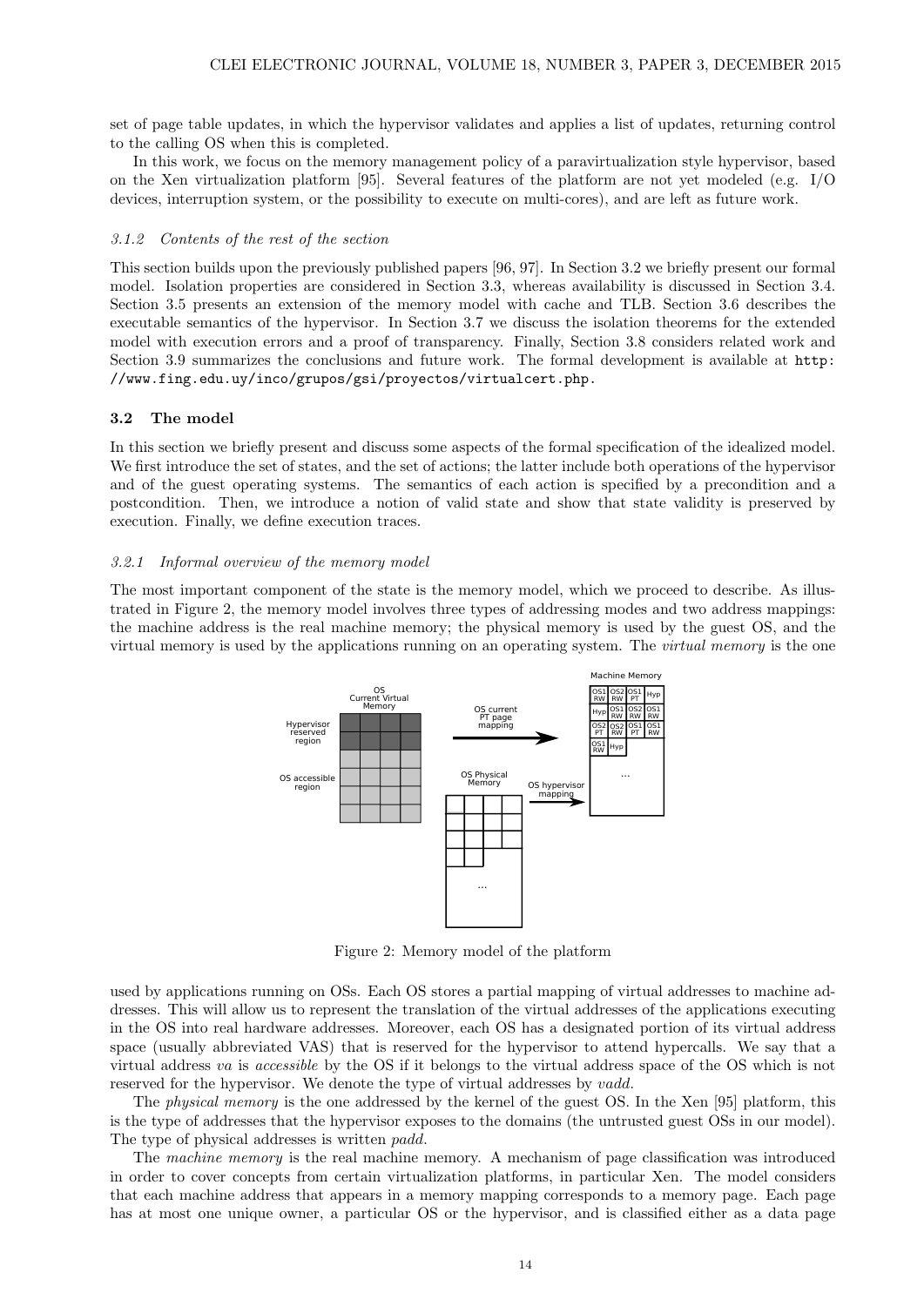set of page table updates, in which the hypervisor validates and applies a list of updates, returning control to the calling OS when this is completed.

In this work, we focus on the memory management policy of a paravirtualization style hypervisor, based on the Xen virtualization platform [95]. Several features of the platform are not yet modeled (e.g. I/O devices, interruption system, or the possibility to execute on multi-cores), and are left as future work.

#### *3.1.2 Contents of the rest of the section*

This section builds upon the previously published papers [96, 97]. In Section 3.2 we briefly present our formal model. Isolation properties are considered in Section 3.3, whereas availability is discussed in Section 3.4. Section 3.5 presents an extension of the memory model with cache and TLB. Section 3.6 describes the executable semantics of the hypervisor. In Section 3.7 we discuss the isolation theorems for the extended model with execution errors and a proof of transparency. Finally, Section 3.8 considers related work and Section 3.9 summarizes the conclusions and future work. The formal development is available at `http://www.fing.edu.uy/inco/grupos/gsi/proyectos/virtualcert.php`.

### 3.2 The model

In this section we briefly present and discuss some aspects of the formal specification of the idealized model. We first introduce the set of states, and the set of actions; the latter include both operations of the hypervisor and of the guest operating systems. The semantics of each action is specified by a precondition and a postcondition. Then, we introduce a notion of valid state and show that state validity is preserved by execution. Finally, we define execution traces.

#### *3.2.1 Informal overview of the memory model*

The most important component of the state is the memory model, which we proceed to describe. As illustrated in Figure 2, the memory model involves three types of addressing modes and two address mappings: the machine address is the real machine memory; the physical memory is used by the guest OS, and the virtual memory is used by the applications running on an operating system. The *virtual memory* is the one

Figure 2: Memory model of the platform

used by applications running on OSs. Each OS stores a partial mapping of virtual addresses to machine addresses. This will allow us to represent the translation of the virtual addresses of the applications executing in the OS into real hardware addresses. Moreover, each OS has a designated portion of its virtual address space (usually abbreviated VAS) that is reserved for the hypervisor to attend hypercalls. We say that a virtual address *va* is *accessible* by the OS if it belongs to the virtual address space of the OS which is not reserved for the hypervisor. We denote the type of virtual addresses by *vadd*.

The *physical memory* is the one addressed by the kernel of the guest OS. In the Xen [95] platform, this is the type of addresses that the hypervisor exposes to the domains (the untrusted guest OSs in our model). The type of physical addresses is written *padd*.

The *machine memory* is the real machine memory. A mechanism of page classification was introduced in order to cover concepts from certain virtualization platforms, in particular Xen. The model considers that each machine address that appears in a memory mapping corresponds to a memory page. Each page has at most one unique owner, a particular OS or the hypervisor, and is classified either as a data page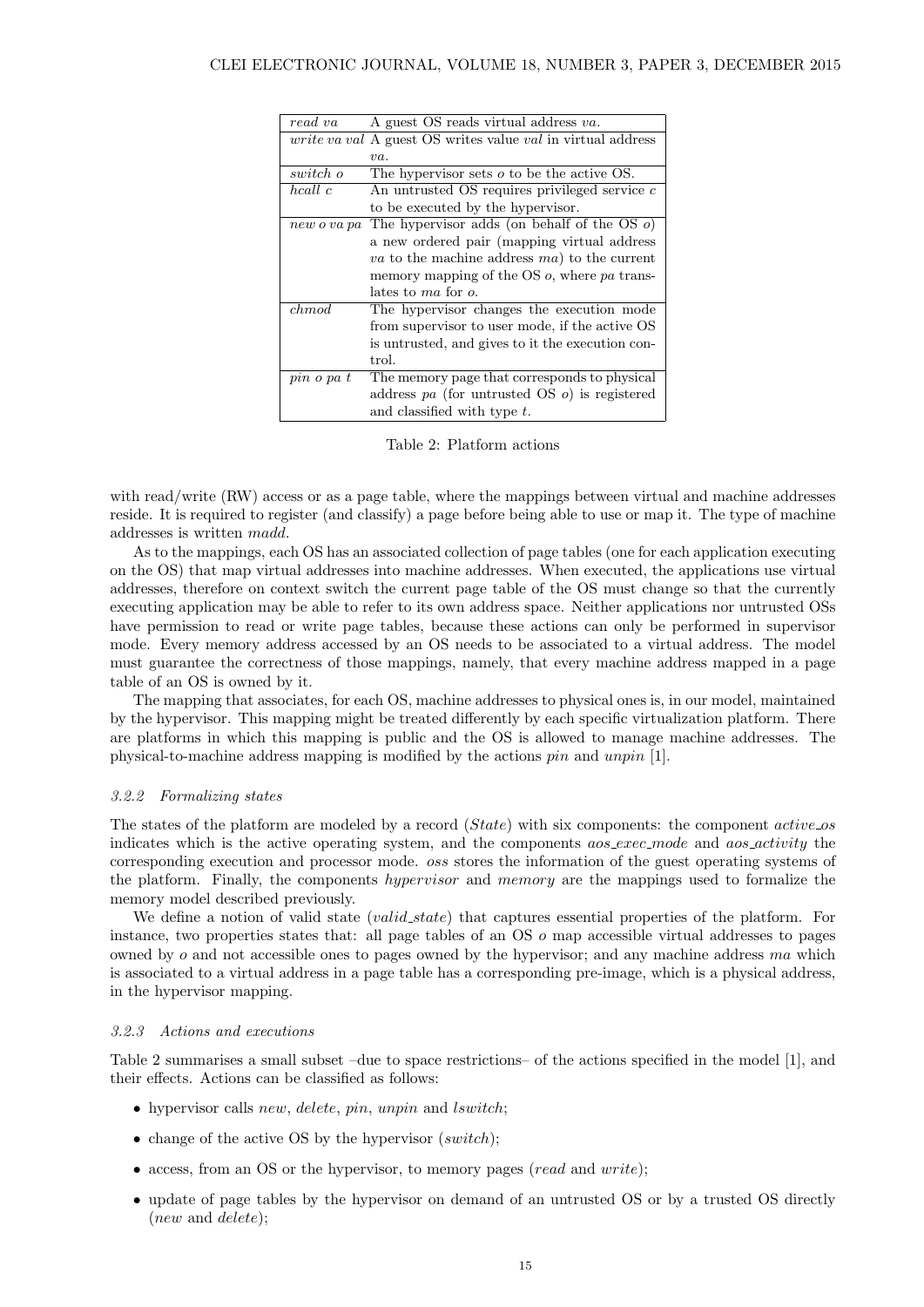| | |
|---|---|
| *read va* | A guest OS reads virtual address *va*. |
| *write va val* | A guest OS writes value *val* in virtual address *va*. |
| *switch o* | The hypervisor sets *o* to be the active OS. |
| *hcall c* | An untrusted OS requires privileged service *c* to be executed by the hypervisor. |
| *new o va pa* | The hypervisor adds (on behalf of the OS *o*) a new ordered pair (mapping virtual address *va* to the machine address *ma*) to the current memory mapping of the OS *o*, where *pa* translates to *ma* for *o*. |
| *chmod* | The hypervisor changes the execution mode from supervisor to user mode, if the active OS is untrusted, and gives to it the execution control. |
| *pin o pa t* | The memory page that corresponds to physical address *pa* (for untrusted OS *o*) is registered and classified with type *t*. |

Table 2: Platform actions

with read/write (RW) access or as a page table, where the mappings between virtual and machine addresses reside. It is required to register (and classify) a page before being able to use or map it. The type of machine addresses is written *madd*.

As to the mappings, each OS has an associated collection of page tables (one for each application executing on the OS) that map virtual addresses into machine addresses. When executed, the applications use virtual addresses, therefore on context switch the current page table of the OS must change so that the currently executing application may be able to refer to its own address space. Neither applications nor untrusted OSs have permission to read or write page tables, because these actions can only be performed in supervisor mode. Every memory address accessed by an OS needs to be associated to a virtual address. The model must guarantee the correctness of those mappings, namely, that every machine address mapped in a page table of an OS is owned by it.

The mapping that associates, for each OS, machine addresses to physical ones is, in our model, maintained by the hypervisor. This mapping might be treated differently by each specific virtualization platform. There are platforms in which this mapping is public and the OS is allowed to manage machine addresses. The physical-to-machine address mapping is modified by the actions *pin* and *unpin* [1].

#### 3.2.2 Formalizing states

The states of the platform are modeled by a record (*State*) with six components: the component *active_os* indicates which is the active operating system, and the components *aos_exec_mode* and *aos_activity* the corresponding execution and processor mode. *oss* stores the information of the guest operating systems of the platform. Finally, the components *hypervisor* and *memory* are the mappings used to formalize the memory model described previously.

We define a notion of valid state (*valid_state*) that captures essential properties of the platform. For instance, two properties states that: all page tables of an OS *o* map accessible virtual addresses to pages owned by *o* and not accessible ones to pages owned by the hypervisor; and any machine address *ma* which is associated to a virtual address in a page table has a corresponding pre-image, which is a physical address, in the hypervisor mapping.

#### 3.2.3 Actions and executions

Table 2 summarises a small subset –due to space restrictions– of the actions specified in the model [1], and their effects. Actions can be classified as follows:

- hypervisor calls *new*, *delete*, *pin*, *unpin* and *lswitch*;
- change of the active OS by the hypervisor (*switch*);
- access, from an OS or the hypervisor, to memory pages (*read* and *write*);
- update of page tables by the hypervisor on demand of an untrusted OS or by a trusted OS directly (*new* and *delete*);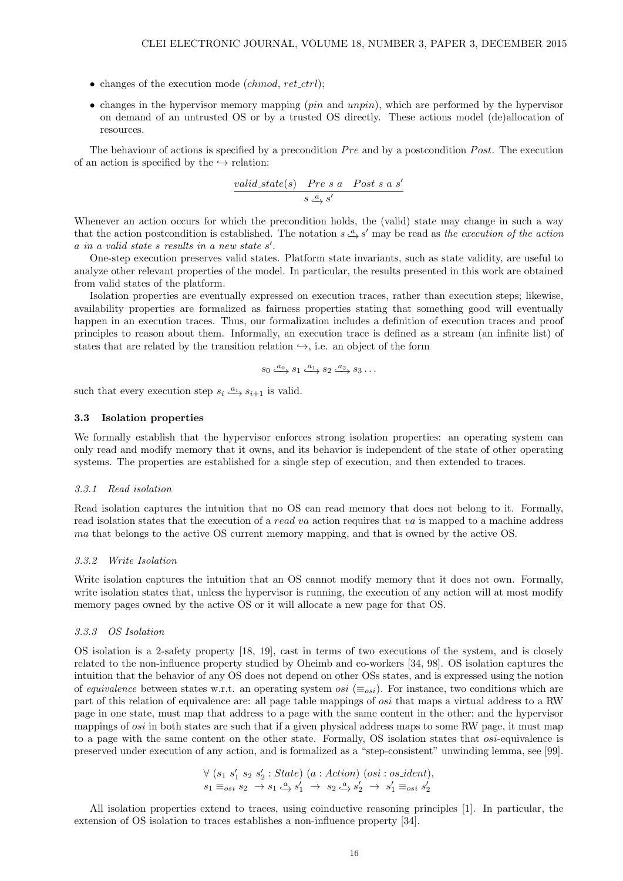- changes of the execution mode (*chmod*, *ret_ctrl*);
- changes in the hypervisor memory mapping (*pin* and *unpin*), which are performed by the hypervisor on demand of an untrusted OS or by a trusted OS directly. These actions model (de)allocation of resources.

The behaviour of actions is specified by a precondition *Pre* and by a postcondition *Post*. The execution of an action is specified by the $\hookrightarrow$ relation:

$$\frac{valid\_state(s) \quad Pre\ s\ a \quad Post\ s\ a\ s'}{s \overset{a}{\hookrightarrow} s'}$$

Whenever an action occurs for which the precondition holds, the (valid) state may change in such a way that the action postcondition is established. The notation $s \overset{a}{\hookrightarrow} s'$ may be read as *the execution of the action a in a valid state s results in a new state* $s'$.

One-step execution preserves valid states. Platform state invariants, such as state validity, are useful to analyze other relevant properties of the model. In particular, the results presented in this work are obtained from valid states of the platform.

Isolation properties are eventually expressed on execution traces, rather than execution steps; likewise, availability properties are formalized as fairness properties stating that something good will eventually happen in an execution traces. Thus, our formalization includes a definition of execution traces and proof principles to reason about them. Informally, an execution trace is defined as a stream (an infinite list) of states that are related by the transition relation $\hookrightarrow$, i.e. an object of the form

$$s_0 \overset{a_0}{\hookrightarrow} s_1 \overset{a_1}{\hookrightarrow} s_2 \overset{a_2}{\hookrightarrow} s_3 \ldots$$

such that every execution step $s_i \overset{a_i}{\hookrightarrow} s_{i+1}$ is valid.

### 3.3 Isolation properties

We formally establish that the hypervisor enforces strong isolation properties: an operating system can only read and modify memory that it owns, and its behavior is independent of the state of other operating systems. The properties are established for a single step of execution, and then extended to traces.

#### 3.3.1 Read isolation

Read isolation captures the intuition that no OS can read memory that does not belong to it. Formally, read isolation states that the execution of a *read va* action requires that *va* is mapped to a machine address *ma* that belongs to the active OS current memory mapping, and that is owned by the active OS.

#### 3.3.2 Write Isolation

Write isolation captures the intuition that an OS cannot modify memory that it does not own. Formally, write isolation states that, unless the hypervisor is running, the execution of any action will at most modify memory pages owned by the active OS or it will allocate a new page for that OS.

#### 3.3.3 OS Isolation

OS isolation is a 2-safety property [18, 19], cast in terms of two executions of the system, and is closely related to the non-influence property studied by Oheimb and co-workers [34, 98]. OS isolation captures the intuition that the behavior of any OS does not depend on other OSs states, and is expressed using the notion of *equivalence* between states w.r.t. an operating system *osi* ($\equiv_{osi}$). For instance, two conditions which are part of this relation of equivalence are: all page table mappings of *osi* that maps a virtual address to a RW page in one state, must map that address to a page with the same content in the other; and the hypervisor mappings of *osi* in both states are such that if a given physical address maps to some RW page, it must map to a page with the same content on the other state. Formally, OS isolation states that *osi*-equivalence is preserved under execution of any action, and is formalized as a "step-consistent" unwinding lemma, see [99].

$$\begin{array}{l}\forall\ (s_1\ s_1'\ s_2\ s_2' : State)\ (a : Action)\ (osi : os\_ident),\\ s_1 \equiv_{osi} s_2\ \rightarrow s_1 \overset{a}{\hookrightarrow} s_1'\ \rightarrow\ s_2 \overset{a}{\hookrightarrow} s_2'\ \rightarrow\ s_1' \equiv_{osi} s_2'\end{array}$$

All isolation properties extend to traces, using coinductive reasoning principles [1]. In particular, the extension of OS isolation to traces establishes a non-influence property [34].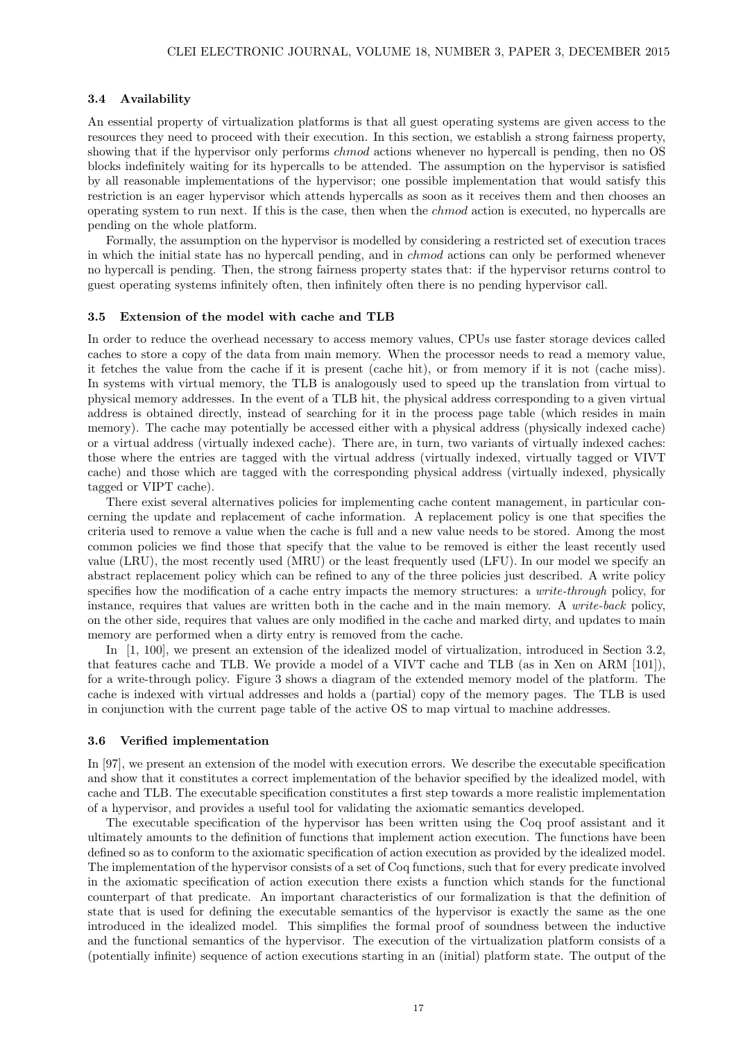### 3.4 Availability

An essential property of virtualization platforms is that all guest operating systems are given access to the resources they need to proceed with their execution. In this section, we establish a strong fairness property, showing that if the hypervisor only performs *chmod* actions whenever no hypercall is pending, then no OS blocks indefinitely waiting for its hypercalls to be attended. The assumption on the hypervisor is satisfied by all reasonable implementations of the hypervisor; one possible implementation that would satisfy this restriction is an eager hypervisor which attends hypercalls as soon as it receives them and then chooses an operating system to run next. If this is the case, then when the *chmod* action is executed, no hypercalls are pending on the whole platform.

Formally, the assumption on the hypervisor is modelled by considering a restricted set of execution traces in which the initial state has no hypercall pending, and in *chmod* actions can only be performed whenever no hypercall is pending. Then, the strong fairness property states that: if the hypervisor returns control to guest operating systems infinitely often, then infinitely often there is no pending hypervisor call.

### 3.5 Extension of the model with cache and TLB

In order to reduce the overhead necessary to access memory values, CPUs use faster storage devices called caches to store a copy of the data from main memory. When the processor needs to read a memory value, it fetches the value from the cache if it is present (cache hit), or from memory if it is not (cache miss). In systems with virtual memory, the TLB is analogously used to speed up the translation from virtual to physical memory addresses. In the event of a TLB hit, the physical address corresponding to a given virtual address is obtained directly, instead of searching for it in the process page table (which resides in main memory). The cache may potentially be accessed either with a physical address (physically indexed cache) or a virtual address (virtually indexed cache). There are, in turn, two variants of virtually indexed caches: those where the entries are tagged with the virtual address (virtually indexed, virtually tagged or VIVT cache) and those which are tagged with the corresponding physical address (virtually indexed, physically tagged or VIPT cache).

There exist several alternatives policies for implementing cache content management, in particular concerning the update and replacement of cache information. A replacement policy is one that specifies the criteria used to remove a value when the cache is full and a new value needs to be stored. Among the most common policies we find those that specify that the value to be removed is either the least recently used value (LRU), the most recently used (MRU) or the least frequently used (LFU). In our model we specify an abstract replacement policy which can be refined to any of the three policies just described. A write policy specifies how the modification of a cache entry impacts the memory structures: a *write-through* policy, for instance, requires that values are written both in the cache and in the main memory. A *write-back* policy, on the other side, requires that values are only modified in the cache and marked dirty, and updates to main memory are performed when a dirty entry is removed from the cache.

In [1, 100], we present an extension of the idealized model of virtualization, introduced in Section 3.2, that features cache and TLB. We provide a model of a VIVT cache and TLB (as in Xen on ARM [101]), for a write-through policy. Figure 3 shows a diagram of the extended memory model of the platform. The cache is indexed with virtual addresses and holds a (partial) copy of the memory pages. The TLB is used in conjunction with the current page table of the active OS to map virtual to machine addresses.

### 3.6 Verified implementation

In [97], we present an extension of the model with execution errors. We describe the executable specification and show that it constitutes a correct implementation of the behavior specified by the idealized model, with cache and TLB. The executable specification constitutes a first step towards a more realistic implementation of a hypervisor, and provides a useful tool for validating the axiomatic semantics developed.

The executable specification of the hypervisor has been written using the Coq proof assistant and it ultimately amounts to the definition of functions that implement action execution. The functions have been defined so as to conform to the axiomatic specification of action execution as provided by the idealized model. The implementation of the hypervisor consists of a set of Coq functions, such that for every predicate involved in the axiomatic specification of action execution there exists a function which stands for the functional counterpart of that predicate. An important characteristics of our formalization is that the definition of state that is used for defining the executable semantics of the hypervisor is exactly the same as the one introduced in the idealized model. This simplifies the formal proof of soundness between the inductive and the functional semantics of the hypervisor. The execution of the virtualization platform consists of a (potentially infinite) sequence of action executions starting in an (initial) platform state. The output of the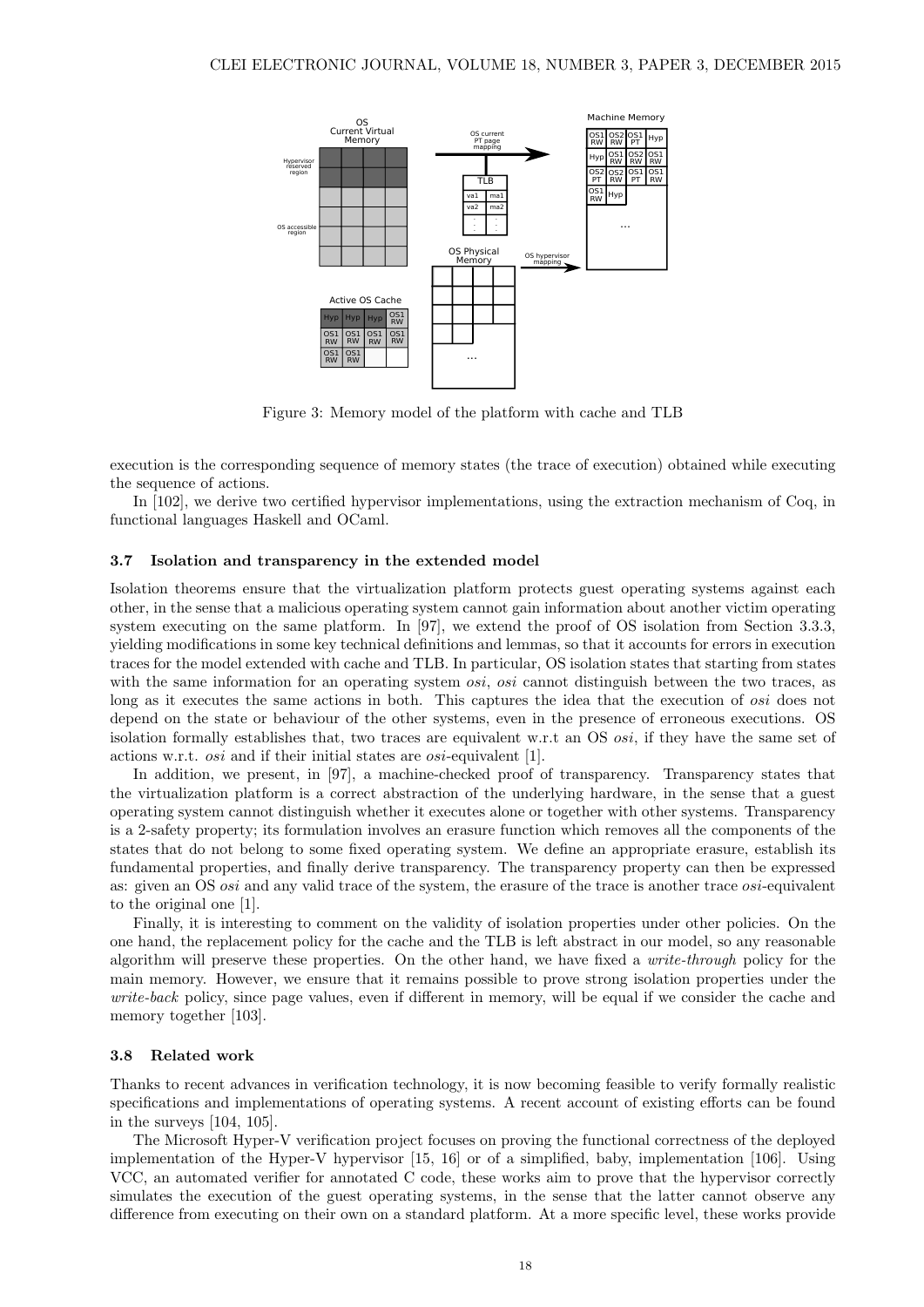Figure 3: Memory model of the platform with cache and TLB

execution is the corresponding sequence of memory states (the trace of execution) obtained while executing the sequence of actions.

In [102], we derive two certified hypervisor implementations, using the extraction mechanism of Coq, in functional languages Haskell and OCaml.

### 3.7 Isolation and transparency in the extended model

Isolation theorems ensure that the virtualization platform protects guest operating systems against each other, in the sense that a malicious operating system cannot gain information about another victim operating system executing on the same platform. In [97], we extend the proof of OS isolation from Section 3.3.3, yielding modifications in some key technical definitions and lemmas, so that it accounts for errors in execution traces for the model extended with cache and TLB. In particular, OS isolation states that starting from states with the same information for an operating system *osi*, *osi* cannot distinguish between the two traces, as long as it executes the same actions in both. This captures the idea that the execution of *osi* does not depend on the state or behaviour of the other systems, even in the presence of erroneous executions. OS isolation formally establishes that, two traces are equivalent w.r.t an OS *osi*, if they have the same set of actions w.r.t. *osi* and if their initial states are *osi*-equivalent [1].

In addition, we present, in [97], a machine-checked proof of transparency. Transparency states that the virtualization platform is a correct abstraction of the underlying hardware, in the sense that a guest operating system cannot distinguish whether it executes alone or together with other systems. Transparency is a 2-safety property; its formulation involves an erasure function which removes all the components of the states that do not belong to some fixed operating system. We define an appropriate erasure, establish its fundamental properties, and finally derive transparency. The transparency property can then be expressed as: given an OS *osi* and any valid trace of the system, the erasure of the trace is another trace *osi*-equivalent to the original one [1].

Finally, it is interesting to comment on the validity of isolation properties under other policies. On the one hand, the replacement policy for the cache and the TLB is left abstract in our model, so any reasonable algorithm will preserve these properties. On the other hand, we have fixed a *write-through* policy for the main memory. However, we ensure that it remains possible to prove strong isolation properties under the *write-back* policy, since page values, even if different in memory, will be equal if we consider the cache and memory together [103].

### 3.8 Related work

Thanks to recent advances in verification technology, it is now becoming feasible to verify formally realistic specifications and implementations of operating systems. A recent account of existing efforts can be found in the surveys [104, 105].

The Microsoft Hyper-V verification project focuses on proving the functional correctness of the deployed implementation of the Hyper-V hypervisor [15, 16] or of a simplified, baby, implementation [106]. Using VCC, an automated verifier for annotated C code, these works aim to prove that the hypervisor correctly simulates the execution of the guest operating systems, in the sense that the latter cannot observe any difference from executing on their own on a standard platform. At a more specific level, these works provide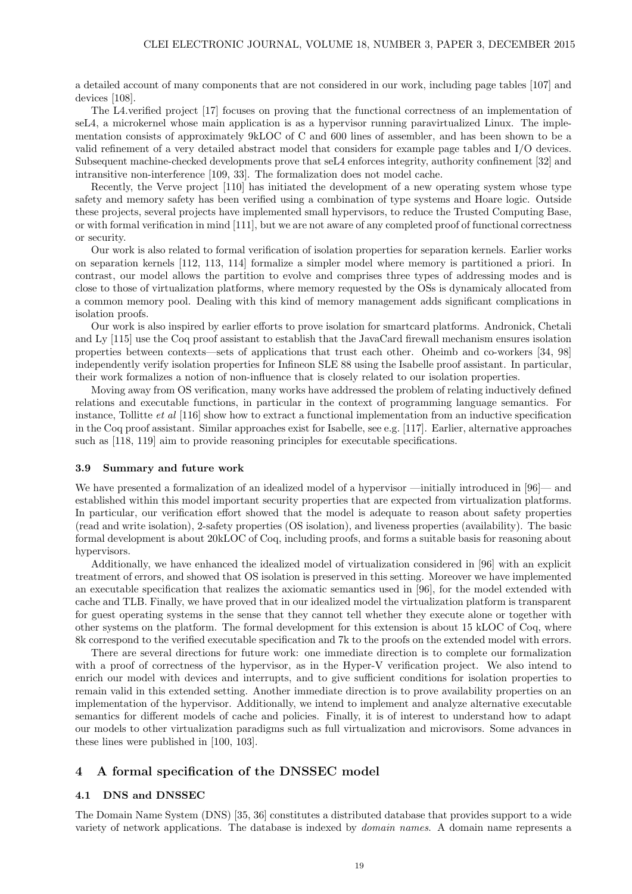a detailed account of many components that are not considered in our work, including page tables [107] and devices [108].

The L4.verified project [17] focuses on proving that the functional correctness of an implementation of seL4, a microkernel whose main application is as a hypervisor running paravirtualized Linux. The implementation consists of approximately 9kLOC of C and 600 lines of assembler, and has been shown to be a valid refinement of a very detailed abstract model that considers for example page tables and I/O devices. Subsequent machine-checked developments prove that seL4 enforces integrity, authority confinement [32] and intransitive non-interference [109, 33]. The formalization does not model cache.

Recently, the Verve project [110] has initiated the development of a new operating system whose type safety and memory safety has been verified using a combination of type systems and Hoare logic. Outside these projects, several projects have implemented small hypervisors, to reduce the Trusted Computing Base, or with formal verification in mind [111], but we are not aware of any completed proof of functional correctness or security.

Our work is also related to formal verification of isolation properties for separation kernels. Earlier works on separation kernels [112, 113, 114] formalize a simpler model where memory is partitioned a priori. In contrast, our model allows the partition to evolve and comprises three types of addressing modes and is close to those of virtualization platforms, where memory requested by the OSs is dynamicaly allocated from a common memory pool. Dealing with this kind of memory management adds significant complications in isolation proofs.

Our work is also inspired by earlier efforts to prove isolation for smartcard platforms. Andronick, Chetali and Ly [115] use the Coq proof assistant to establish that the JavaCard firewall mechanism ensures isolation properties between contexts—sets of applications that trust each other. Oheimb and co-workers [34, 98] independently verify isolation properties for Infineon SLE 88 using the Isabelle proof assistant. In particular, their work formalizes a notion of non-influence that is closely related to our isolation properties.

Moving away from OS verification, many works have addressed the problem of relating inductively defined relations and executable functions, in particular in the context of programming language semantics. For instance, Tollitte *et al* [116] show how to extract a functional implementation from an inductive specification in the Coq proof assistant. Similar approaches exist for Isabelle, see e.g. [117]. Earlier, alternative approaches such as [118, 119] aim to provide reasoning principles for executable specifications.

### 3.9 Summary and future work

We have presented a formalization of an idealized model of a hypervisor —initially introduced in [96]— and established within this model important security properties that are expected from virtualization platforms. In particular, our verification effort showed that the model is adequate to reason about safety properties (read and write isolation), 2-safety properties (OS isolation), and liveness properties (availability). The basic formal development is about 20kLOC of Coq, including proofs, and forms a suitable basis for reasoning about hypervisors.

Additionally, we have enhanced the idealized model of virtualization considered in [96] with an explicit treatment of errors, and showed that OS isolation is preserved in this setting. Moreover we have implemented an executable specification that realizes the axiomatic semantics used in [96], for the model extended with cache and TLB. Finally, we have proved that in our idealized model the virtualization platform is transparent for guest operating systems in the sense that they cannot tell whether they execute alone or together with other systems on the platform. The formal development for this extension is about 15 kLOC of Coq, where 8k correspond to the verified executable specification and 7k to the proofs on the extended model with errors.

There are several directions for future work: one immediate direction is to complete our formalization with a proof of correctness of the hypervisor, as in the Hyper-V verification project. We also intend to enrich our model with devices and interrupts, and to give sufficient conditions for isolation properties to remain valid in this extended setting. Another immediate direction is to prove availability properties on an implementation of the hypervisor. Additionally, we intend to implement and analyze alternative executable semantics for different models of cache and policies. Finally, it is of interest to understand how to adapt our models to other virtualization paradigms such as full virtualization and microvisors. Some advances in these lines were published in [100, 103].

## 4 A formal specification of the DNSSEC model

### 4.1 DNS and DNSSEC

The Domain Name System (DNS) [35, 36] constitutes a distributed database that provides support to a wide variety of network applications. The database is indexed by *domain names*. A domain name represents a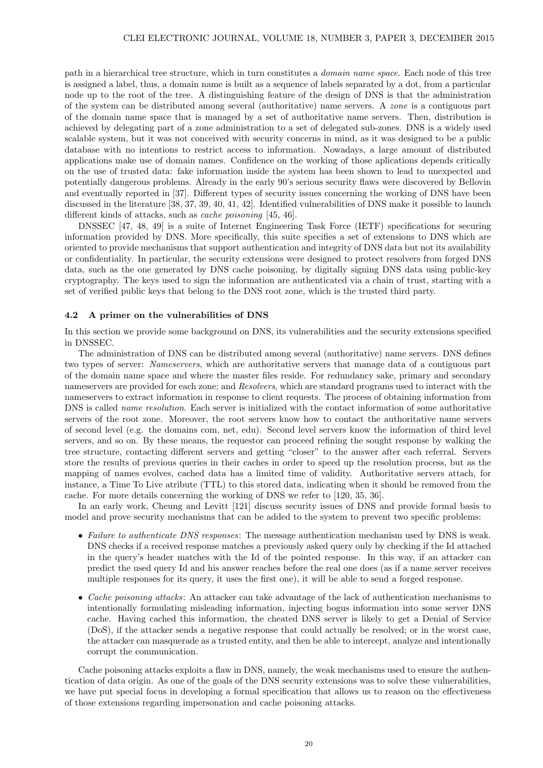path in a hierarchical tree structure, which in turn constitutes a *domain name space*. Each node of this tree is assigned a label, thus, a domain name is built as a sequence of labels separated by a dot, from a particular node up to the root of the tree. A distinguishing feature of the design of DNS is that the administration of the system can be distributed among several (authoritative) name servers. A *zone* is a contiguous part of the domain name space that is managed by a set of authoritative name servers. Then, distribution is achieved by delegating part of a zone administration to a set of delegated sub-zones. DNS is a widely used scalable system, but it was not conceived with security concerns in mind, as it was designed to be a public database with no intentions to restrict access to information. Nowadays, a large amount of distributed applications make use of domain names. Confidence on the working of those aplications depends critically on the use of trusted data: fake information inside the system has been shown to lead to unexpected and potentially dangerous problems. Already in the early 90's serious security flaws were discovered by Bellovin and eventually reported in [37]. Different types of security issues concerning the working of DNS have been discussed in the literature [38, 37, 39, 40, 41, 42]. Identified vulnerabilities of DNS make it possible to launch different kinds of attacks, such as *cache poisoning* [45, 46].

DNSSEC [47, 48, 49] is a suite of Internet Engineering Task Force (IETF) specifications for securing information provided by DNS. More specifically, this suite specifies a set of extensions to DNS which are oriented to provide mechanisms that support authentication and integrity of DNS data but not its availability or confidentiality. In particular, the security extensions were designed to protect resolvers from forged DNS data, such as the one generated by DNS cache poisoning, by digitally signing DNS data using public-key cryptography. The keys used to sign the information are authenticated via a chain of trust, starting with a set of verified public keys that belong to the DNS root zone, which is the trusted third party.

### 4.2 A primer on the vulnerabilities of DNS

In this section we provide some background on DNS, its vulnerabilities and the security extensions specified in DNSSEC.

The administration of DNS can be distributed among several (authoritative) name servers. DNS defines two types of server: *Nameservers*, which are authoritative servers that manage data of a contiguous part of the domain name space and where the master files reside. For redundancy sake, primary and secondary nameservers are provided for each zone; and *Resolvers*, which are standard programs used to interact with the nameservers to extract information in response to client requests. The process of obtaining information from DNS is called *name resolution*. Each server is initialized with the contact information of some authoritative servers of the root zone. Moreover, the root servers know how to contact the authoritative name servers of second level (e.g. the domains com, net, edu). Second level servers know the information of third level servers, and so on. By these means, the requestor can proceed refining the sought response by walking the tree structure, contacting different servers and getting "closer" to the answer after each referral. Servers store the results of previous queries in their caches in order to speed up the resolution process, but as the mapping of names evolves, cached data has a limited time of validity. Authoritative servers attach, for instance, a Time To Live atribute (TTL) to this stored data, indicating when it should be removed from the cache. For more details concerning the working of DNS we refer to [120, 35, 36].

In an early work, Cheung and Levitt [121] discuss security issues of DNS and provide formal basis to model and prove security mechanisms that can be added to the system to prevent two specific problems:

- *Failure to authenticate DNS responses*: The message authentication mechanism used by DNS is weak. DNS checks if a received response matches a previously asked query only by checking if the Id attached in the query's header matches with the Id of the pointed response. In this way, if an attacker can predict the used query Id and his answer reaches before the real one does (as if a name server receives multiple responses for its query, it uses the first one), it will be able to send a forged response.
- *Cache poisoning attacks*: An attacker can take advantage of the lack of authentication mechanisms to intentionally formulating misleading information, injecting bogus information into some server DNS cache. Having cached this information, the cheated DNS server is likely to get a Denial of Service (DoS), if the attacker sends a negative response that could actually be resolved; or in the worst case, the attacker can masquerade as a trusted entity, and then be able to intercept, analyze and intentionally corrupt the communication.

Cache poisoning attacks exploits a flaw in DNS, namely, the weak mechanisms used to ensure the authentication of data origin. As one of the goals of the DNS security extensions was to solve these vulnerabilities, we have put special focus in developing a formal specification that allows us to reason on the effectiveness of those extensions regarding impersonation and cache poisoning attacks.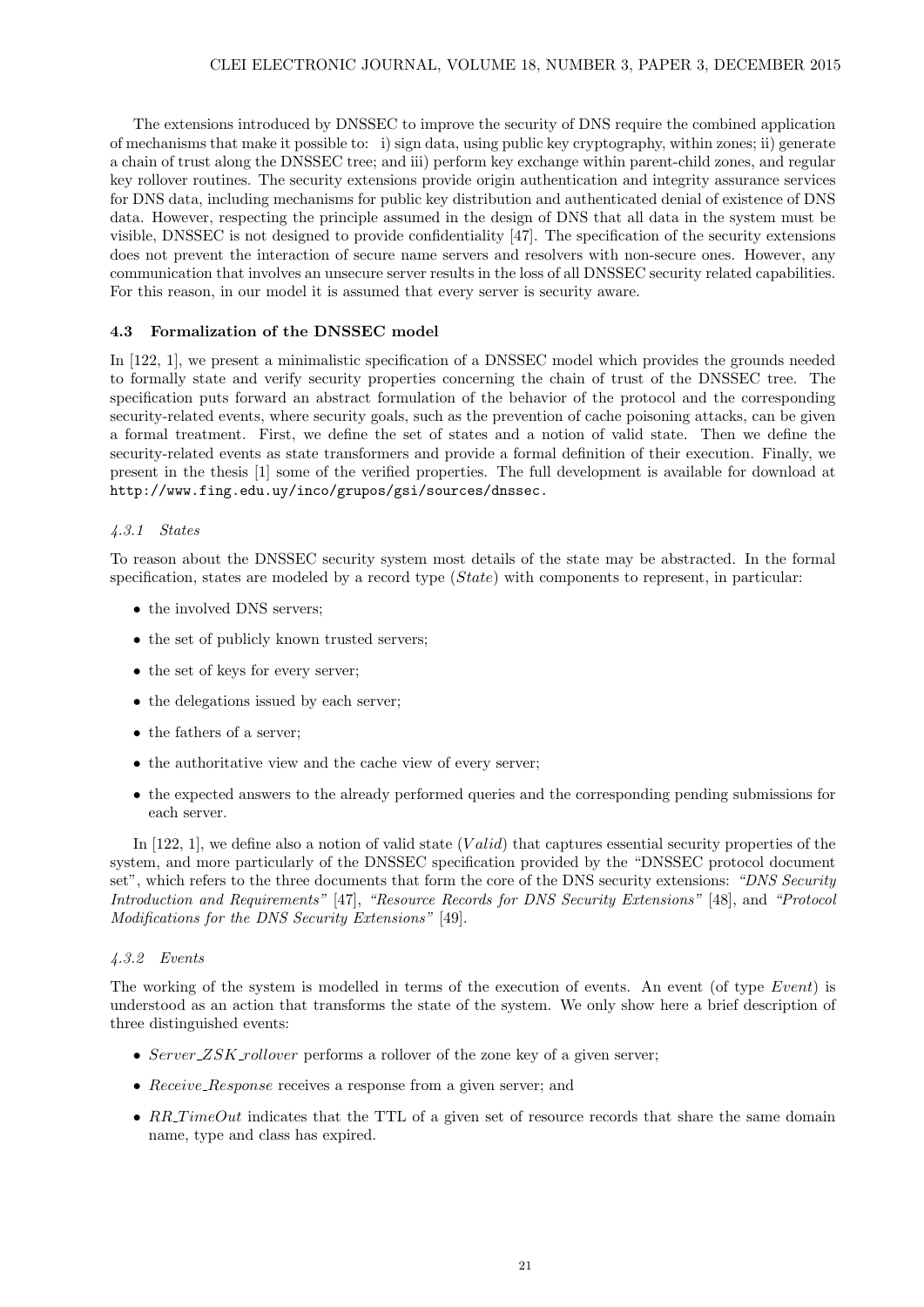The extensions introduced by DNSSEC to improve the security of DNS require the combined application of mechanisms that make it possible to: i) sign data, using public key cryptography, within zones; ii) generate a chain of trust along the DNSSEC tree; and iii) perform key exchange within parent-child zones, and regular key rollover routines. The security extensions provide origin authentication and integrity assurance services for DNS data, including mechanisms for public key distribution and authenticated denial of existence of DNS data. However, respecting the principle assumed in the design of DNS that all data in the system must be visible, DNSSEC is not designed to provide confidentiality [47]. The specification of the security extensions does not prevent the interaction of secure name servers and resolvers with non-secure ones. However, any communication that involves an unsecure server results in the loss of all DNSSEC security related capabilities. For this reason, in our model it is assumed that every server is security aware.

### 4.3 Formalization of the DNSSEC model

In [122, 1], we present a minimalistic specification of a DNSSEC model which provides the grounds needed to formally state and verify security properties concerning the chain of trust of the DNSSEC tree. The specification puts forward an abstract formulation of the behavior of the protocol and the corresponding security-related events, where security goals, such as the prevention of cache poisoning attacks, can be given a formal treatment. First, we define the set of states and a notion of valid state. Then we define the security-related events as state transformers and provide a formal definition of their execution. Finally, we present in the thesis [1] some of the verified properties. The full development is available for download at http://www.fing.edu.uy/inco/grupos/gsi/sources/dnssec.

#### *4.3.1 States*

To reason about the DNSSEC security system most details of the state may be abstracted. In the formal specification, states are modeled by a record type (*State*) with components to represent, in particular:

- the involved DNS servers;
- the set of publicly known trusted servers;
- the set of keys for every server;
- the delegations issued by each server;
- the fathers of a server;
- the authoritative view and the cache view of every server;
- the expected answers to the already performed queries and the corresponding pending submissions for each server.

In [122, 1], we define also a notion of valid state ($Valid$) that captures essential security properties of the system, and more particularly of the DNSSEC specification provided by the "DNSSEC protocol document set", which refers to the three documents that form the core of the DNS security extensions: *"DNS Security Introduction and Requirements"* [47], *"Resource Records for DNS Security Extensions"* [48], and *"Protocol Modifications for the DNS Security Extensions"* [49].

#### *4.3.2 Events*

The working of the system is modelled in terms of the execution of events. An event (of type *Event*) is understood as an action that transforms the state of the system. We only show here a brief description of three distinguished events:

- *Server_ZSK_rollover* performs a rollover of the zone key of a given server;
- *Receive_Response* receives a response from a given server; and
- *RR_TimeOut* indicates that the TTL of a given set of resource records that share the same domain name, type and class has expired.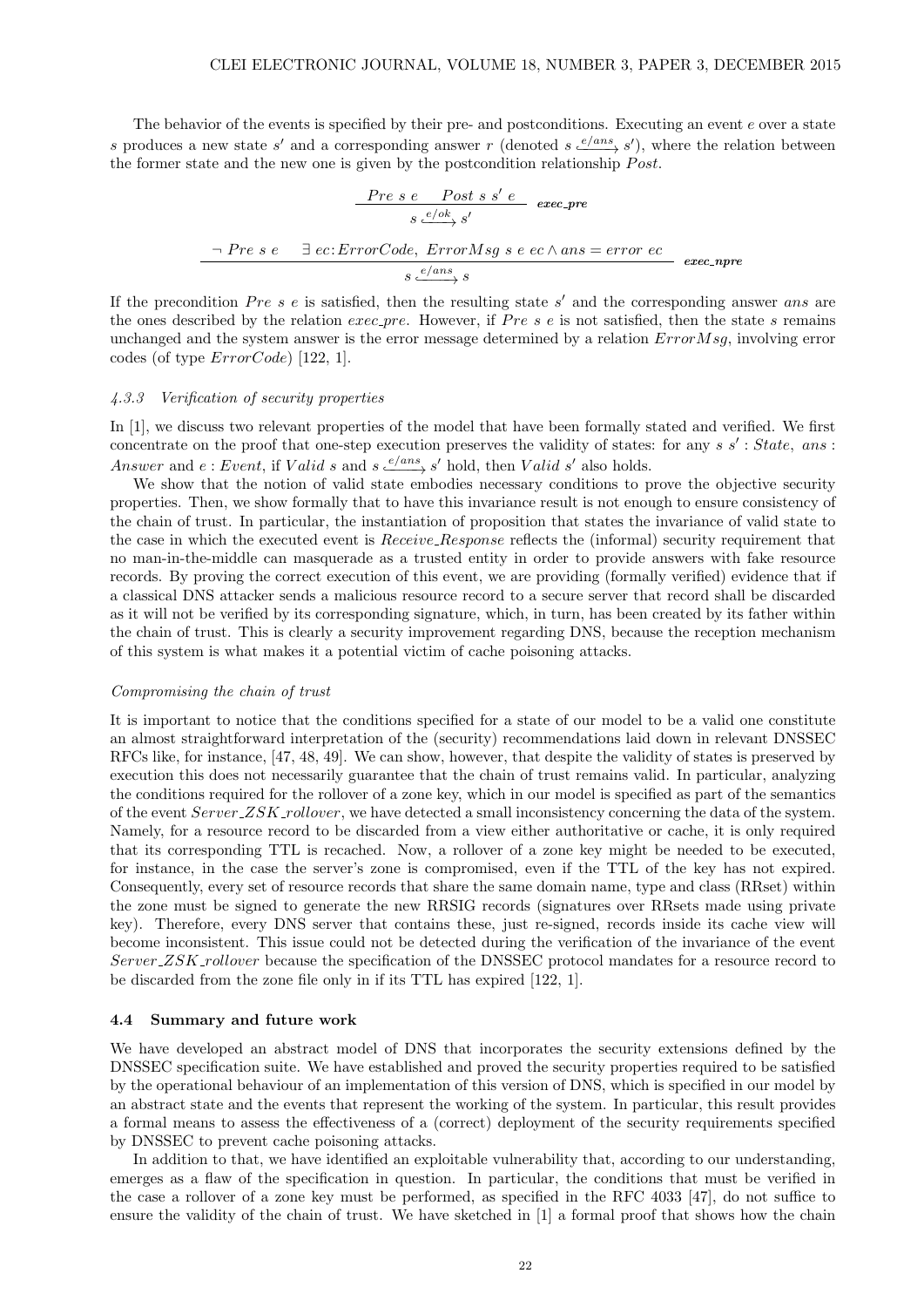The behavior of the events is specified by their pre- and postconditions. Executing an event $e$ over a state $s$ produces a new state $s'$ and a corresponding answer $r$ (denoted $s \xhookrightarrow{e/ans} s'$), where the relation between the former state and the new one is given by the postcondition relationship $Post$.

$$\frac{Pre\ s\ e \qquad Post\ s\ s'\ e}{s \xhookrightarrow{e/ok} s'}\ \textit{exec\_pre}$$

$$\frac{\neg\ Pre\ s\ e \qquad \exists\, ec\!:\!ErrorCode,\ ErrorMsg\ s\ e\ ec \wedge ans = error\ ec}{s \xhookrightarrow{e/ans} s}\ \textit{exec\_npre}$$

If the precondition $Pre\ s\ e$ is satisfied, then the resulting state $s'$ and the corresponding answer $ans$ are the ones described by the relation $exec\_pre$. However, if $Pre\ s\ e$ is not satisfied, then the state $s$ remains unchanged and the system answer is the error message determined by a relation $ErrorMsg$, involving error codes (of type $ErrorCode$) [122, 1].

#### *4.3.3 Verification of security properties*

In [1], we discuss two relevant properties of the model that have been formally stated and verified. We first concentrate on the proof that one-step execution preserves the validity of states: for any $s\ s' : State$, $ans : Answer$ and $e : Event$, if $Valid\ s$ and $s \xhookrightarrow{e/ans} s'$ hold, then $Valid\ s'$ also holds.

We show that the notion of valid state embodies necessary conditions to prove the objective security properties. Then, we show formally that to have this invariance result is not enough to ensure consistency of the chain of trust. In particular, the instantiation of proposition that states the invariance of valid state to the case in which the executed event is *Receive_Response* reflects the (informal) security requirement that no man-in-the-middle can masquerade as a trusted entity in order to provide answers with fake resource records. By proving the correct execution of this event, we are providing (formally verified) evidence that if a classical DNS attacker sends a malicious resource record to a secure server that record shall be discarded as it will not be verified by its corresponding signature, which, in turn, has been created by its father within the chain of trust. This is clearly a security improvement regarding DNS, because the reception mechanism of this system is what makes it a potential victim of cache poisoning attacks.

*Compromising the chain of trust*

It is important to notice that the conditions specified for a state of our model to be a valid one constitute an almost straightforward interpretation of the (security) recommendations laid down in relevant DNSSEC RFCs like, for instance, [47, 48, 49]. We can show, however, that despite the validity of states is preserved by execution this does not necessarily guarantee that the chain of trust remains valid. In particular, analyzing the conditions required for the rollover of a zone key, which in our model is specified as part of the semantics of the event *Server_ZSK_rollover*, we have detected a small inconsistency concerning the data of the system. Namely, for a resource record to be discarded from a view either authoritative or cache, it is only required that its corresponding TTL is reacached. Now, a rollover of a zone key might be needed to be executed, for instance, in the case the server's zone is compromised, even if the TTL of the key has not expired. Consequently, every set of resource records that share the same domain name, type and class (RRset) within the zone must be signed to generate the new RRSIG records (signatures over RRsets made using private key). Therefore, every DNS server that contains these, just re-signed, records inside its cache view will become inconsistent. This issue could not be detected during the verification of the invariance of the event *Server_ZSK_rollover* because the specification of the DNSSEC protocol mandates for a resource record to be discarded from the zone file only in if its TTL has expired [122, 1].

### 4.4 Summary and future work

We have developed an abstract model of DNS that incorporates the security extensions defined by the DNSSEC specification suite. We have established and proved the security properties required to be satisfied by the operational behaviour of an implementation of this version of DNS, which is specified in our model by an abstract state and the events that represent the working of the system. In particular, this result provides a formal means to assess the effectiveness of a (correct) deployment of the security requirements specified by DNSSEC to prevent cache poisoning attacks.

In addition to that, we have identified an exploitable vulnerability that, according to our understanding, emerges as a flaw of the specification in question. In particular, the conditions that must be verified in the case a rollover of a zone key must be performed, as specified in the RFC 4033 [47], do not suffice to ensure the validity of the chain of trust. We have sketched in [1] a formal proof that shows how the chain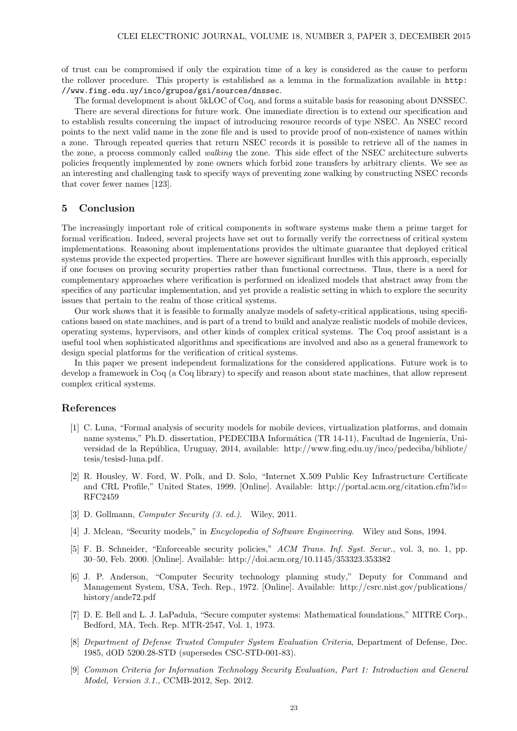of trust can be compromised if only the expiration time of a key is considered as the cause to perform the rollover procedure. This property is established as a lemma in the formalization available in `http://www.fing.edu.uy/inco/grupos/gsi/sources/dnssec`.

The formal development is about 5kLOC of Coq, and forms a suitable basis for reasoning about DNSSEC.

There are several directions for future work. One immediate direction is to extend our specification and to establish results concerning the impact of introducing resource records of type NSEC. An NSEC record points to the next valid name in the zone file and is used to provide proof of non-existence of names within a zone. Through repeated queries that return NSEC records it is possible to retrieve all of the names in the zone, a process commonly called *walking* the zone. This side effect of the NSEC architecture subverts policies frequently implemented by zone owners which forbid zone transfers by arbitrary clients. We see as an interesting and challenging task to specify ways of preventing zone walking by constructing NSEC records that cover fewer names [123].

## 5 Conclusion

The increasingly important role of critical components in software systems make them a prime target for formal verification. Indeed, several projects have set out to formally verify the correctness of critical system implementations. Reasoning about implementations provides the ultimate guarantee that deployed critical systems provide the expected properties. There are however significant hurdles with this approach, especially if one focuses on proving security properties rather than functional correctness. Thus, there is a need for complementary approaches where verification is performed on idealized models that abstract away from the specifics of any particular implementation, and yet provide a realistic setting in which to explore the security issues that pertain to the realm of those critical systems.

Our work shows that it is feasible to formally analyze models of safety-critical applications, using specifications based on state machines, and is part of a trend to build and analyze realistic models of mobile devices, operating systems, hypervisors, and other kinds of complex critical systems. The Coq proof assistant is a useful tool when sophisticated algorithms and specifications are involved and also as a general framework to design special platforms for the verification of critical systems.

In this paper we present independent formalizations for the considered applications. Future work is to develop a framework in Coq (a Coq library) to specify and reason about state machines, that allow represent complex critical systems.

## References

[1] C. Luna, "Formal analysis of security models for mobile devices, virtualization platforms, and domain name systems," Ph.D. dissertation, PEDECIBA Informática (TR 14-11), Facultad de Ingeniería, Universidad de la República, Uruguay, 2014, available: http://www.fing.edu.uy/inco/pedeciba/bibliote/tesis/tesisd-luna.pdf.

[2] R. Housley, W. Ford, W. Polk, and D. Solo, "Internet X.509 Public Key Infrastructure Certificate and CRL Profile," United States, 1999. [Online]. Available: http://portal.acm.org/citation.cfm?id=RFC2459

[3] D. Gollmann, *Computer Security (3. ed.)*. Wiley, 2011.

[4] J. Mclean, "Security models," in *Encyclopedia of Software Engineering*. Wiley and Sons, 1994.

[5] F. B. Schneider, "Enforceable security policies," *ACM Trans. Inf. Syst. Secur.*, vol. 3, no. 1, pp. 30–50, Feb. 2000. [Online]. Available: http://doi.acm.org/10.1145/353323.353382

[6] J. P. Anderson, "Computer Security technology planning study," Deputy for Command and Management System, USA, Tech. Rep., 1972. [Online]. Available: http://csrc.nist.gov/publications/history/ande72.pdf

[7] D. E. Bell and L. J. LaPadula, "Secure computer systems: Mathematical foundations," MITRE Corp., Bedford, MA, Tech. Rep. MTR-2547, Vol. 1, 1973.

[8] *Department of Defense Trusted Computer System Evaluation Criteria*, Department of Defense, Dec. 1985, dOD 5200.28-STD (supersedes CSC-STD-001-83).

[9] *Common Criteria for Information Technology Security Evaluation, Part 1: Introduction and General Model, Version 3.1.*, CCMB-2012, Sep. 2012.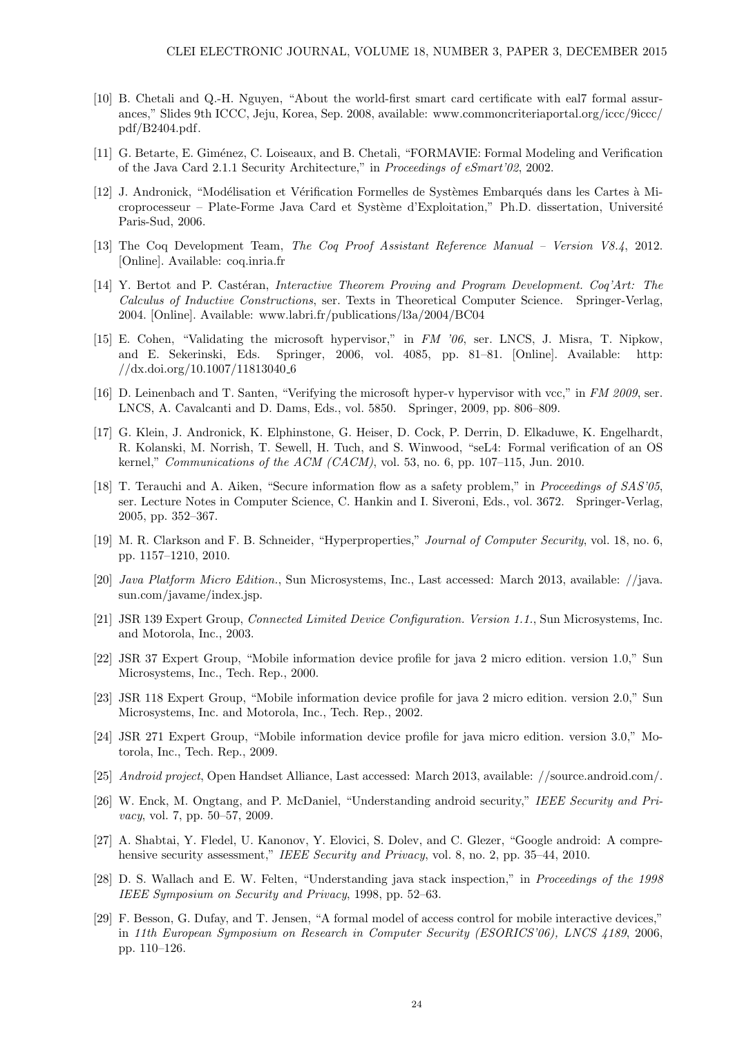[10] B. Chetali and Q.-H. Nguyen, "About the world-first smart card certificate with eal7 formal assurances," Slides 9th ICCC, Jeju, Korea, Sep. 2008, available: www.commoncriteriaportal.org/iccc/9iccc/pdf/B2404.pdf.

[11] G. Betarte, E. Giménez, C. Loiseaux, and B. Chetali, "FORMAVIE: Formal Modeling and Verification of the Java Card 2.1.1 Security Architecture," in *Proceedings of eSmart'02*, 2002.

[12] J. Andronick, "Modélisation et Vérification Formelles de Systèmes Embarqués dans les Cartes à Microprocesseur – Plate-Forme Java Card et Système d'Exploitation," Ph.D. dissertation, Université Paris-Sud, 2006.

[13] The Coq Development Team, *The Coq Proof Assistant Reference Manual – Version V8.4*, 2012. [Online]. Available: coq.inria.fr

[14] Y. Bertot and P. Castéran, *Interactive Theorem Proving and Program Development. Coq'Art: The Calculus of Inductive Constructions*, ser. Texts in Theoretical Computer Science. Springer-Verlag, 2004. [Online]. Available: www.labri.fr/publications/l3a/2004/BC04

[15] E. Cohen, "Validating the microsoft hypervisor," in *FM '06*, ser. LNCS, J. Misra, T. Nipkow, and E. Sekerinski, Eds. Springer, 2006, vol. 4085, pp. 81–81. [Online]. Available: http://dx.doi.org/10.1007/11813040_6

[16] D. Leinenbach and T. Santen, "Verifying the microsoft hyper-v hypervisor with vcc," in *FM 2009*, ser. LNCS, A. Cavalcanti and D. Dams, Eds., vol. 5850. Springer, 2009, pp. 806–809.

[17] G. Klein, J. Andronick, K. Elphinstone, G. Heiser, D. Cock, P. Derrin, D. Elkaduwe, K. Engelhardt, R. Kolanski, M. Norrish, T. Sewell, H. Tuch, and S. Winwood, "seL4: Formal verification of an OS kernel," *Communications of the ACM (CACM)*, vol. 53, no. 6, pp. 107–115, Jun. 2010.

[18] T. Terauchi and A. Aiken, "Secure information flow as a safety problem," in *Proceedings of SAS'05*, ser. Lecture Notes in Computer Science, C. Hankin and I. Siveroni, Eds., vol. 3672. Springer-Verlag, 2005, pp. 352–367.

[19] M. R. Clarkson and F. B. Schneider, "Hyperproperties," *Journal of Computer Security*, vol. 18, no. 6, pp. 1157–1210, 2010.

[20] *Java Platform Micro Edition.*, Sun Microsystems, Inc., Last accessed: March 2013, available: //java.sun.com/javame/index.jsp.

[21] JSR 139 Expert Group, *Connected Limited Device Configuration. Version 1.1.*, Sun Microsystems, Inc. and Motorola, Inc., 2003.

[22] JSR 37 Expert Group, "Mobile information device profile for java 2 micro edition. version 1.0," Sun Microsystems, Inc., Tech. Rep., 2000.

[23] JSR 118 Expert Group, "Mobile information device profile for java 2 micro edition. version 2.0," Sun Microsystems, Inc. and Motorola, Inc., Tech. Rep., 2002.

[24] JSR 271 Expert Group, "Mobile information device profile for java micro edition. version 3.0," Motorola, Inc., Tech. Rep., 2009.

[25] *Android project*, Open Handset Alliance, Last accessed: March 2013, available: //source.android.com/.

[26] W. Enck, M. Ongtang, and P. McDaniel, "Understanding android security," *IEEE Security and Privacy*, vol. 7, pp. 50–57, 2009.

[27] A. Shabtai, Y. Fledel, U. Kanonov, Y. Elovici, S. Dolev, and C. Glezer, "Google android: A comprehensive security assessment," *IEEE Security and Privacy*, vol. 8, no. 2, pp. 35–44, 2010.

[28] D. S. Wallach and E. W. Felten, "Understanding java stack inspection," in *Proceedings of the 1998 IEEE Symposium on Security and Privacy*, 1998, pp. 52–63.

[29] F. Besson, G. Dufay, and T. Jensen, "A formal model of access control for mobile interactive devices," in *11th European Symposium on Research in Computer Security (ESORICS'06), LNCS 4189*, 2006, pp. 110–126.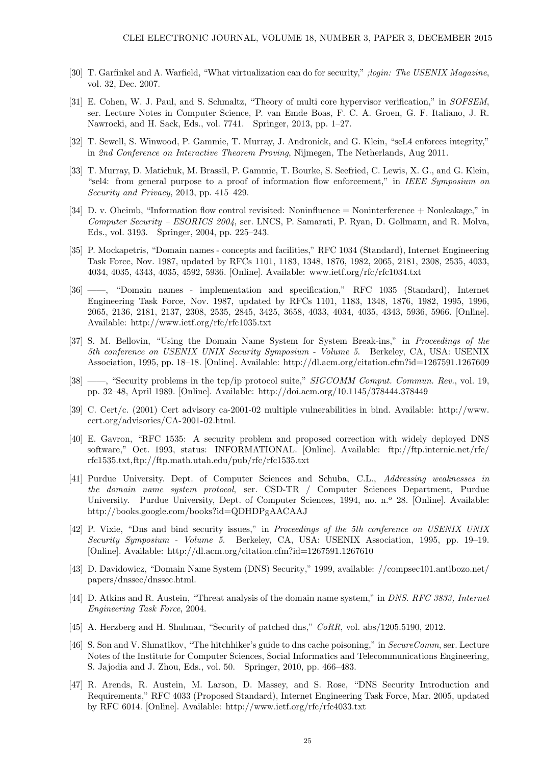[30] T. Garfinkel and A. Warfield, "What virtualization can do for security," *;login: The USENIX Magazine*, vol. 32, Dec. 2007.

[31] E. Cohen, W. J. Paul, and S. Schmaltz, "Theory of multi core hypervisor verification," in *SOFSEM*, ser. Lecture Notes in Computer Science, P. van Emde Boas, F. C. A. Groen, G. F. Italiano, J. R. Nawrocki, and H. Sack, Eds., vol. 7741. Springer, 2013, pp. 1–27.

[32] T. Sewell, S. Winwood, P. Gammie, T. Murray, J. Andronick, and G. Klein, "seL4 enforces integrity," in *2nd Conference on Interactive Theorem Proving*, Nijmegen, The Netherlands, Aug 2011.

[33] T. Murray, D. Matichuk, M. Brassil, P. Gammie, T. Bourke, S. Seefried, C. Lewis, X. G., and G. Klein, "sel4: from general purpose to a proof of information flow enforcement," in *IEEE Symposium on Security and Privacy*, 2013, pp. 415–429.

[34] D. v. Oheimb, "Information flow control revisited: Noninfluence = Noninterference + Nonleakage," in *Computer Security – ESORICS 2004*, ser. LNCS, P. Samarati, P. Ryan, D. Gollmann, and R. Molva, Eds., vol. 3193. Springer, 2004, pp. 225–243.

[35] P. Mockapetris, "Domain names - concepts and facilities," RFC 1034 (Standard), Internet Engineering Task Force, Nov. 1987, updated by RFCs 1101, 1183, 1348, 1876, 1982, 2065, 2181, 2308, 2535, 4033, 4034, 4035, 4343, 4035, 4592, 5936. [Online]. Available: www.ietf.org/rfc/rfc1034.txt

[36] ——, "Domain names - implementation and specification," RFC 1035 (Standard), Internet Engineering Task Force, Nov. 1987, updated by RFCs 1101, 1183, 1348, 1876, 1982, 1995, 1996, 2065, 2136, 2181, 2137, 2308, 2535, 2845, 3425, 3658, 4033, 4034, 4035, 4343, 5936, 5966. [Online]. Available: http://www.ietf.org/rfc/rfc1035.txt

[37] S. M. Bellovin, "Using the Domain Name System for System Break-ins," in *Proceedings of the 5th conference on USENIX UNIX Security Symposium - Volume 5*. Berkeley, CA, USA: USENIX Association, 1995, pp. 18–18. [Online]. Available: http://dl.acm.org/citation.cfm?id=1267591.1267609

[38] ——, "Security problems in the tcp/ip protocol suite," *SIGCOMM Comput. Commun. Rev.*, vol. 19, pp. 32–48, April 1989. [Online]. Available: http://doi.acm.org/10.1145/378444.378449

[39] C. Cert/c. (2001) Cert advisory ca-2001-02 multiple vulnerabilities in bind. Available: http://www.cert.org/advisories/CA-2001-02.html.

[40] E. Gavron, "RFC 1535: A security problem and proposed correction with widely deployed DNS software," Oct. 1993, status: INFORMATIONAL. [Online]. Available: ftp://ftp.internic.net/rfc/rfc1535.txt,ftp://ftp.math.utah.edu/pub/rfc/rfc1535.txt

[41] Purdue University. Dept. of Computer Sciences and Schuba, C.L., *Addressing weaknesses in the domain name system protocol*, ser. CSD-TR / Computer Sciences Department, Purdue University. Purdue University, Dept. of Computer Sciences, 1994, no. n.º 28. [Online]. Available: http://books.google.com/books?id=QDHDPgAACAAJ

[42] P. Vixie, "Dns and bind security issues," in *Proceedings of the 5th conference on USENIX UNIX Security Symposium - Volume 5*. Berkeley, CA, USA: USENIX Association, 1995, pp. 19–19. [Online]. Available: http://dl.acm.org/citation.cfm?id=1267591.1267610

[43] D. Davidowicz, "Domain Name System (DNS) Security," 1999, available: //compsec101.antibozo.net/papers/dnssec/dnssec.html.

[44] D. Atkins and R. Austein, "Threat analysis of the domain name system," in *DNS. RFC 3833, Internet Engineering Task Force*, 2004.

[45] A. Herzberg and H. Shulman, "Security of patched dns," *CoRR*, vol. abs/1205.5190, 2012.

[46] S. Son and V. Shmatikov, "The hitchhiker's guide to dns cache poisoning," in *SecureComm*, ser. Lecture Notes of the Institute for Computer Sciences, Social Informatics and Telecommunications Engineering, S. Jajodia and J. Zhou, Eds., vol. 50. Springer, 2010, pp. 466–483.

[47] R. Arends, R. Austein, M. Larson, D. Massey, and S. Rose, "DNS Security Introduction and Requirements," RFC 4033 (Proposed Standard), Internet Engineering Task Force, Mar. 2005, updated by RFC 6014. [Online]. Available: http://www.ietf.org/rfc/rfc4033.txt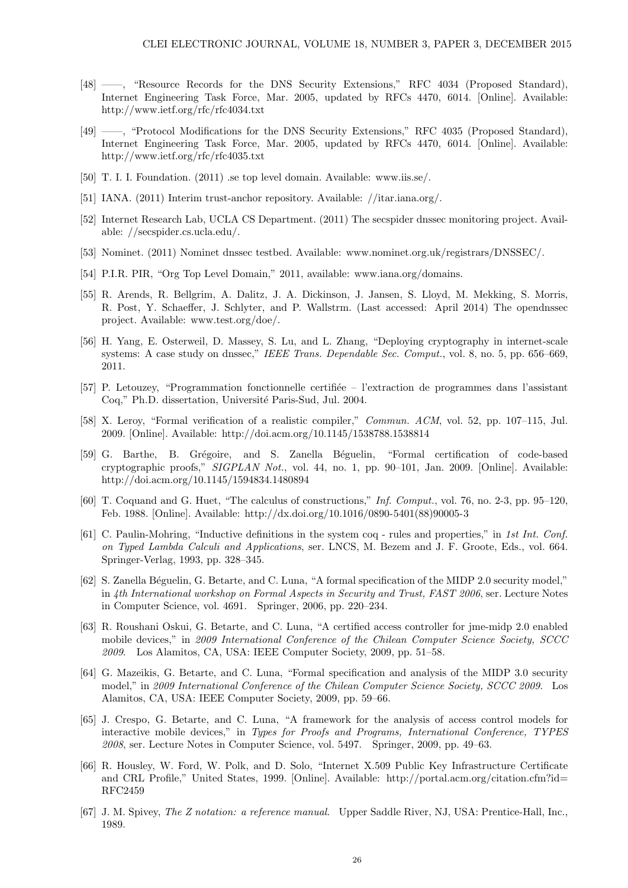[48] ——, "Resource Records for the DNS Security Extensions," RFC 4034 (Proposed Standard), Internet Engineering Task Force, Mar. 2005, updated by RFCs 4470, 6014. [Online]. Available: http://www.ietf.org/rfc/rfc4034.txt

[49] ——, "Protocol Modifications for the DNS Security Extensions," RFC 4035 (Proposed Standard), Internet Engineering Task Force, Mar. 2005, updated by RFCs 4470, 6014. [Online]. Available: http://www.ietf.org/rfc/rfc4035.txt

[50] T. I. I. Foundation. (2011) .se top level domain. Available: www.iis.se/.

[51] IANA. (2011) Interim trust-anchor repository. Available: //itar.iana.org/.

[52] Internet Research Lab, UCLA CS Department. (2011) The secspider dnssec monitoring project. Available: //secspider.cs.ucla.edu/.

[53] Nominet. (2011) Nominet dnssec testbed. Available: www.nominet.org.uk/registrars/DNSSEC/.

[54] P.I.R. PIR, "Org Top Level Domain," 2011, available: www.iana.org/domains.

[55] R. Arends, R. Bellgrim, A. Dalitz, J. A. Dickinson, J. Jansen, S. Lloyd, M. Mekking, S. Morris, R. Post, Y. Schaeffer, J. Schlyter, and P. Wallstrm. (Last accessed: April 2014) The opendnssec project. Available: www.test.org/doe/.

[56] H. Yang, E. Osterweil, D. Massey, S. Lu, and L. Zhang, "Deploying cryptography in internet-scale systems: A case study on dnssec," *IEEE Trans. Dependable Sec. Comput.*, vol. 8, no. 5, pp. 656–669, 2011.

[57] P. Letouzey, "Programmation fonctionnelle certifiée – l'extraction de programmes dans l'assistant Coq," Ph.D. dissertation, Université Paris-Sud, Jul. 2004.

[58] X. Leroy, "Formal verification of a realistic compiler," *Commun. ACM*, vol. 52, pp. 107–115, Jul. 2009. [Online]. Available: http://doi.acm.org/10.1145/1538788.1538814

[59] G. Barthe, B. Grégoire, and S. Zanella Béguelin, "Formal certification of code-based cryptographic proofs," *SIGPLAN Not.*, vol. 44, no. 1, pp. 90–101, Jan. 2009. [Online]. Available: http://doi.acm.org/10.1145/1594834.1480894

[60] T. Coquand and G. Huet, "The calculus of constructions," *Inf. Comput.*, vol. 76, no. 2-3, pp. 95–120, Feb. 1988. [Online]. Available: http://dx.doi.org/10.1016/0890-5401(88)90005-3

[61] C. Paulin-Mohring, "Inductive definitions in the system coq - rules and properties," in *1st Int. Conf. on Typed Lambda Calculi and Applications*, ser. LNCS, M. Bezem and J. F. Groote, Eds., vol. 664. Springer-Verlag, 1993, pp. 328–345.

[62] S. Zanella Béguelin, G. Betarte, and C. Luna, "A formal specification of the MIDP 2.0 security model," in *4th International workshop on Formal Aspects in Security and Trust, FAST 2006*, ser. Lecture Notes in Computer Science, vol. 4691. Springer, 2006, pp. 220–234.

[63] R. Roushani Oskui, G. Betarte, and C. Luna, "A certified access controller for jme-midp 2.0 enabled mobile devices," in *2009 International Conference of the Chilean Computer Science Society, SCCC 2009*. Los Alamitos, CA, USA: IEEE Computer Society, 2009, pp. 51–58.

[64] G. Mazeikis, G. Betarte, and C. Luna, "Formal specification and analysis of the MIDP 3.0 security model," in *2009 International Conference of the Chilean Computer Science Society, SCCC 2009*. Los Alamitos, CA, USA: IEEE Computer Society, 2009, pp. 59–66.

[65] J. Crespo, G. Betarte, and C. Luna, "A framework for the analysis of access control models for interactive mobile devices," in *Types for Proofs and Programs, International Conference, TYPES 2008*, ser. Lecture Notes in Computer Science, vol. 5497. Springer, 2009, pp. 49–63.

[66] R. Housley, W. Ford, W. Polk, and D. Solo, "Internet X.509 Public Key Infrastructure Certificate and CRL Profile," United States, 1999. [Online]. Available: http://portal.acm.org/citation.cfm?id=RFC2459

[67] J. M. Spivey, *The Z notation: a reference manual*. Upper Saddle River, NJ, USA: Prentice-Hall, Inc., 1989.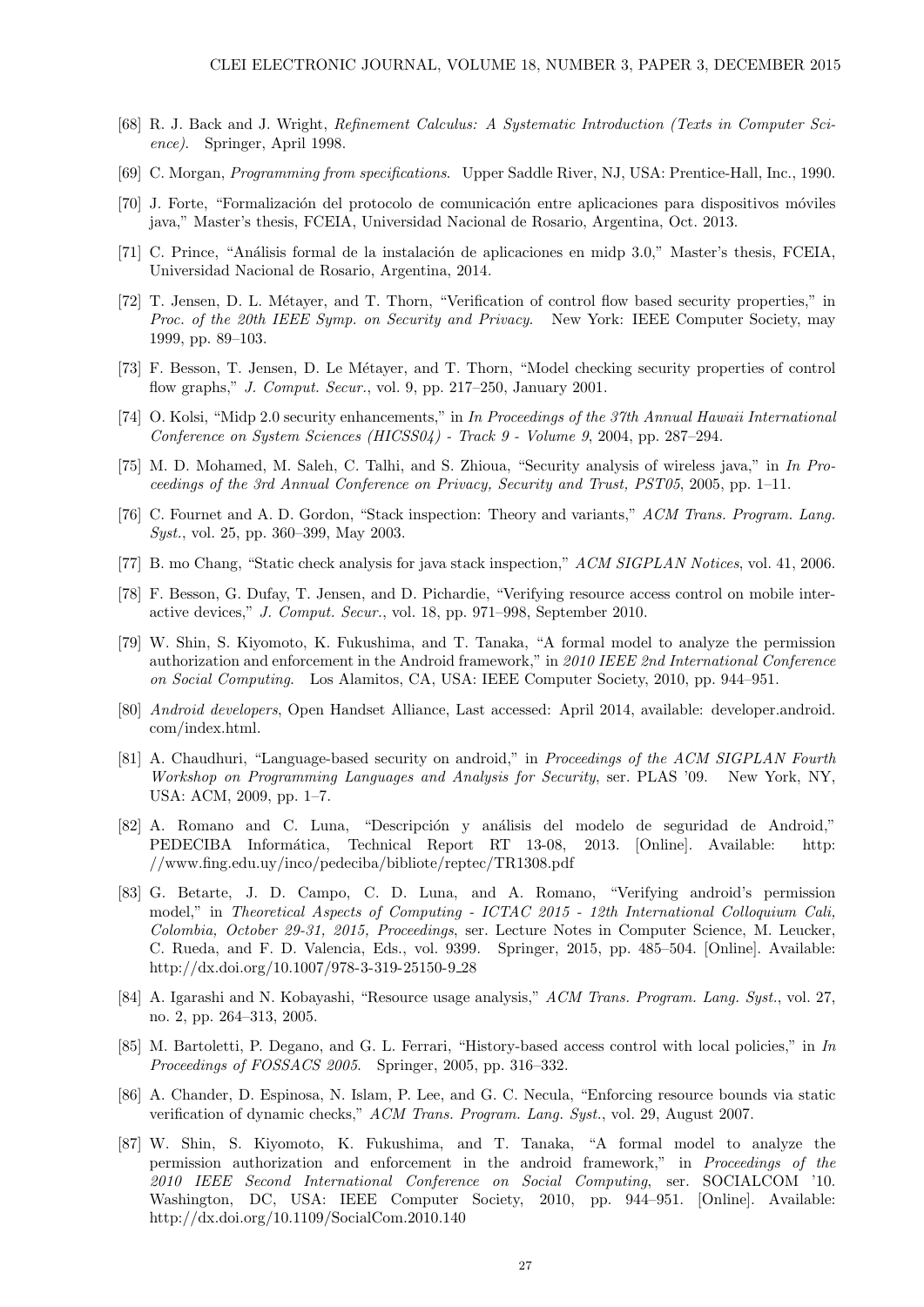[68] R. J. Back and J. Wright, *Refinement Calculus: A Systematic Introduction (Texts in Computer Science).* Springer, April 1998.

[69] C. Morgan, *Programming from specifications.* Upper Saddle River, NJ, USA: Prentice-Hall, Inc., 1990.

[70] J. Forte, "Formalización del protocolo de comunicación entre aplicaciones para dispositivos móviles java," Master's thesis, FCEIA, Universidad Nacional de Rosario, Argentina, Oct. 2013.

[71] C. Prince, "Análisis formal de la instalación de aplicaciones en midp 3.0," Master's thesis, FCEIA, Universidad Nacional de Rosario, Argentina, 2014.

[72] T. Jensen, D. L. Métayer, and T. Thorn, "Verification of control flow based security properties," in *Proc. of the 20th IEEE Symp. on Security and Privacy.* New York: IEEE Computer Society, may 1999, pp. 89–103.

[73] F. Besson, T. Jensen, D. Le Métayer, and T. Thorn, "Model checking security properties of control flow graphs," *J. Comput. Secur.*, vol. 9, pp. 217–250, January 2001.

[74] O. Kolsi, "Midp 2.0 security enhancements," in *In Proceedings of the 37th Annual Hawaii International Conference on System Sciences (HICSS04) - Track 9 - Volume 9*, 2004, pp. 287–294.

[75] M. D. Mohamed, M. Saleh, C. Talhi, and S. Zhioua, "Security analysis of wireless java," in *In Proceedings of the 3rd Annual Conference on Privacy, Security and Trust, PST05*, 2005, pp. 1–11.

[76] C. Fournet and A. D. Gordon, "Stack inspection: Theory and variants," *ACM Trans. Program. Lang. Syst.*, vol. 25, pp. 360–399, May 2003.

[77] B. mo Chang, "Static check analysis for java stack inspection," *ACM SIGPLAN Notices*, vol. 41, 2006.

[78] F. Besson, G. Dufay, T. Jensen, and D. Pichardie, "Verifying resource access control on mobile interactive devices," *J. Comput. Secur.*, vol. 18, pp. 971–998, September 2010.

[79] W. Shin, S. Kiyomoto, K. Fukushima, and T. Tanaka, "A formal model to analyze the permission authorization and enforcement in the Android framework," in *2010 IEEE 2nd International Conference on Social Computing.* Los Alamitos, CA, USA: IEEE Computer Society, 2010, pp. 944–951.

[80] *Android developers*, Open Handset Alliance, Last accessed: April 2014, available: developer.android.com/index.html.

[81] A. Chaudhuri, "Language-based security on android," in *Proceedings of the ACM SIGPLAN Fourth Workshop on Programming Languages and Analysis for Security*, ser. PLAS '09. New York, NY, USA: ACM, 2009, pp. 1–7.

[82] A. Romano and C. Luna, "Descripción y análisis del modelo de seguridad de Android," PEDECIBA Informática, Technical Report RT 13-08, 2013. [Online]. Available: http://www.fing.edu.uy/inco/pedeciba/bibliote/reptec/TR1308.pdf

[83] G. Betarte, J. D. Campo, C. D. Luna, and A. Romano, "Verifying android's permission model," in *Theoretical Aspects of Computing - ICTAC 2015 - 12th International Colloquium Cali, Colombia, October 29-31, 2015, Proceedings*, ser. Lecture Notes in Computer Science, M. Leucker, C. Rueda, and F. D. Valencia, Eds., vol. 9399. Springer, 2015, pp. 485–504. [Online]. Available: http://dx.doi.org/10.1007/978-3-319-25150-9_28

[84] A. Igarashi and N. Kobayashi, "Resource usage analysis," *ACM Trans. Program. Lang. Syst.*, vol. 27, no. 2, pp. 264–313, 2005.

[85] M. Bartoletti, P. Degano, and G. L. Ferrari, "History-based access control with local policies," in *In Proceedings of FOSSACS 2005.* Springer, 2005, pp. 316–332.

[86] A. Chander, D. Espinosa, N. Islam, P. Lee, and G. C. Necula, "Enforcing resource bounds via static verification of dynamic checks," *ACM Trans. Program. Lang. Syst.*, vol. 29, August 2007.

[87] W. Shin, S. Kiyomoto, K. Fukushima, and T. Tanaka, "A formal model to analyze the permission authorization and enforcement in the android framework," in *Proceedings of the 2010 IEEE Second International Conference on Social Computing*, ser. SOCIALCOM '10. Washington, DC, USA: IEEE Computer Society, 2010, pp. 944–951. [Online]. Available: http://dx.doi.org/10.1109/SocialCom.2010.140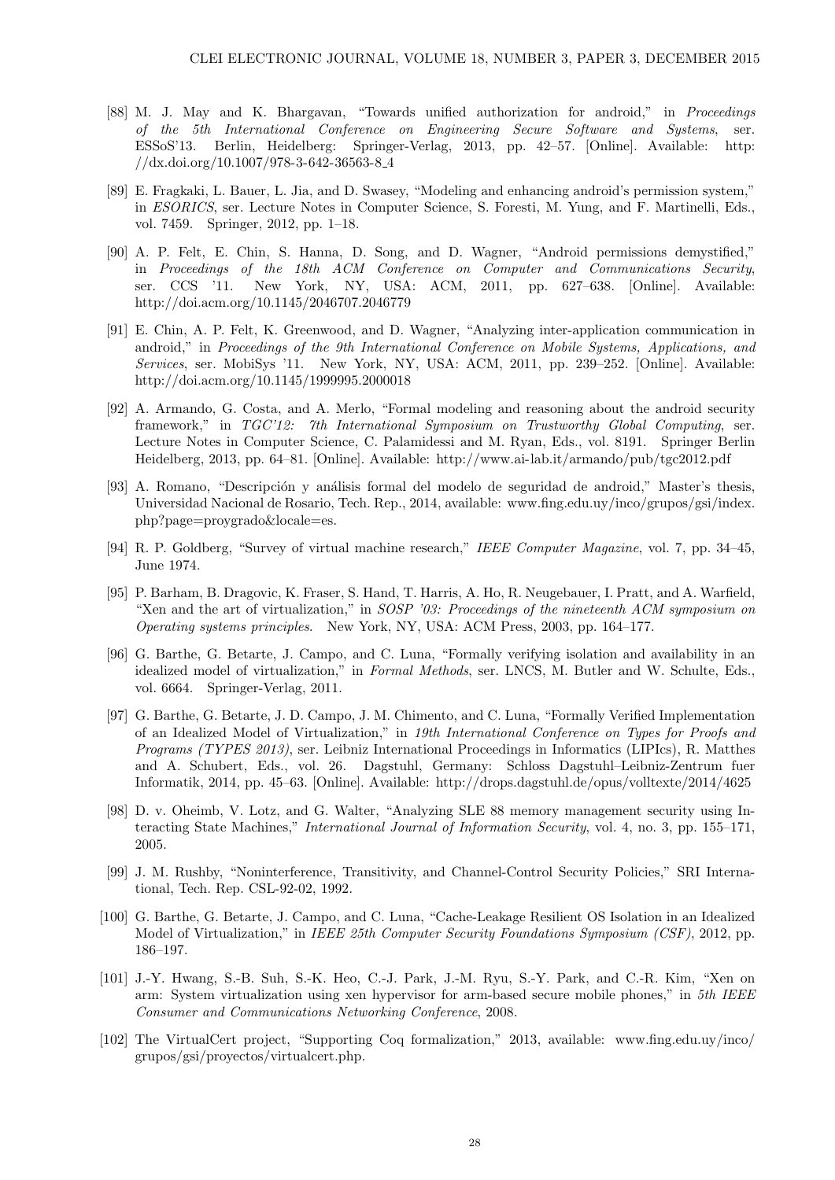[88] M. J. May and K. Bhargavan, "Towards unified authorization for android," in *Proceedings of the 5th International Conference on Engineering Secure Software and Systems*, ser. ESSoS'13. Berlin, Heidelberg: Springer-Verlag, 2013, pp. 42–57. [Online]. Available: http://dx.doi.org/10.1007/978-3-642-36563-8_4

[89] E. Fragkaki, L. Bauer, L. Jia, and D. Swasey, "Modeling and enhancing android's permission system," in *ESORICS*, ser. Lecture Notes in Computer Science, S. Foresti, M. Yung, and F. Martinelli, Eds., vol. 7459. Springer, 2012, pp. 1–18.

[90] A. P. Felt, E. Chin, S. Hanna, D. Song, and D. Wagner, "Android permissions demystified," in *Proceedings of the 18th ACM Conference on Computer and Communications Security*, ser. CCS '11. New York, NY, USA: ACM, 2011, pp. 627–638. [Online]. Available: http://doi.acm.org/10.1145/2046707.2046779

[91] E. Chin, A. P. Felt, K. Greenwood, and D. Wagner, "Analyzing inter-application communication in android," in *Proceedings of the 9th International Conference on Mobile Systems, Applications, and Services*, ser. MobiSys '11. New York, NY, USA: ACM, 2011, pp. 239–252. [Online]. Available: http://doi.acm.org/10.1145/1999995.2000018

[92] A. Armando, G. Costa, and A. Merlo, "Formal modeling and reasoning about the android security framework," in *TGC'12: 7th International Symposium on Trustworthy Global Computing*, ser. Lecture Notes in Computer Science, C. Palamidessi and M. Ryan, Eds., vol. 8191. Springer Berlin Heidelberg, 2013, pp. 64–81. [Online]. Available: http://www.ai-lab.it/armando/pub/tgc2012.pdf

[93] A. Romano, "Descripción y análisis formal del modelo de seguridad de android," Master's thesis, Universidad Nacional de Rosario, Tech. Rep., 2014, available: www.fing.edu.uy/inco/grupos/gsi/index.php?page=proygrado&locale=es.

[94] R. P. Goldberg, "Survey of virtual machine research," *IEEE Computer Magazine*, vol. 7, pp. 34–45, June 1974.

[95] P. Barham, B. Dragovic, K. Fraser, S. Hand, T. Harris, A. Ho, R. Neugebauer, I. Pratt, and A. Warfield, "Xen and the art of virtualization," in *SOSP '03: Proceedings of the nineteenth ACM symposium on Operating systems principles*. New York, NY, USA: ACM Press, 2003, pp. 164–177.

[96] G. Barthe, G. Betarte, J. Campo, and C. Luna, "Formally verifying isolation and availability in an idealized model of virtualization," in *Formal Methods*, ser. LNCS, M. Butler and W. Schulte, Eds., vol. 6664. Springer-Verlag, 2011.

[97] G. Barthe, G. Betarte, J. D. Campo, J. M. Chimento, and C. Luna, "Formally Verified Implementation of an Idealized Model of Virtualization," in *19th International Conference on Types for Proofs and Programs (TYPES 2013)*, ser. Leibniz International Proceedings in Informatics (LIPIcs), R. Matthes and A. Schubert, Eds., vol. 26. Dagstuhl, Germany: Schloss Dagstuhl–Leibniz-Zentrum fuer Informatik, 2014, pp. 45–63. [Online]. Available: http://drops.dagstuhl.de/opus/volltexte/2014/4625

[98] D. v. Oheimb, V. Lotz, and G. Walter, "Analyzing SLE 88 memory management security using Interacting State Machines," *International Journal of Information Security*, vol. 4, no. 3, pp. 155–171, 2005.

[99] J. M. Rushby, "Noninterference, Transitivity, and Channel-Control Security Policies," SRI International, Tech. Rep. CSL-92-02, 1992.

[100] G. Barthe, G. Betarte, J. Campo, and C. Luna, "Cache-Leakage Resilient OS Isolation in an Idealized Model of Virtualization," in *IEEE 25th Computer Security Foundations Symposium (CSF)*, 2012, pp. 186–197.

[101] J.-Y. Hwang, S.-B. Suh, S.-K. Heo, C.-J. Park, J.-M. Ryu, S.-Y. Park, and C.-R. Kim, "Xen on arm: System virtualization using xen hypervisor for arm-based secure mobile phones," in *5th IEEE Consumer and Communications Networking Conference*, 2008.

[102] The VirtualCert project, "Supporting Coq formalization," 2013, available: www.fing.edu.uy/inco/grupos/gsi/proyectos/virtualcert.php.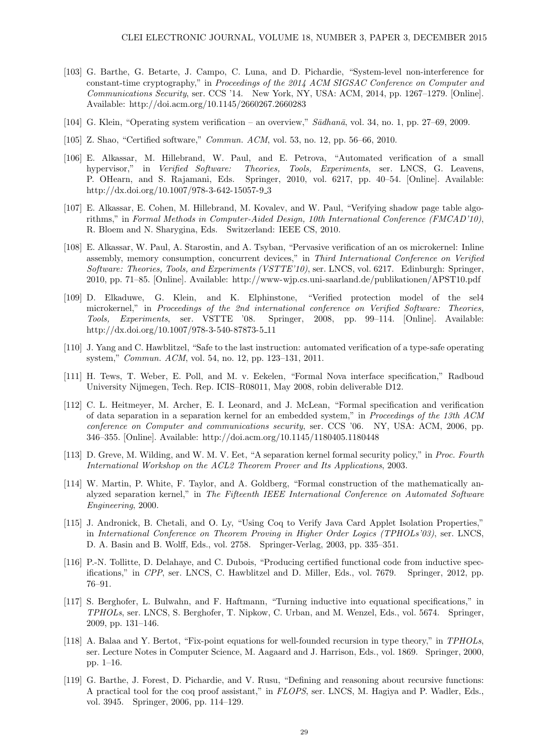[103] G. Barthe, G. Betarte, J. Campo, C. Luna, and D. Pichardie, "System-level non-interference for constant-time cryptography," in *Proceedings of the 2014 ACM SIGSAC Conference on Computer and Communications Security*, ser. CCS '14. New York, NY, USA: ACM, 2014, pp. 1267–1279. [Online]. Available: http://doi.acm.org/10.1145/2660267.2660283

[104] G. Klein, "Operating system verification – an overview," *Sādhanā*, vol. 34, no. 1, pp. 27–69, 2009.

[105] Z. Shao, "Certified software," *Commun. ACM*, vol. 53, no. 12, pp. 56–66, 2010.

[106] E. Alkassar, M. Hillebrand, W. Paul, and E. Petrova, "Automated verification of a small hypervisor," in *Verified Software: Theories, Tools, Experiments*, ser. LNCS, G. Leavens, P. OHearn, and S. Rajamani, Eds. Springer, 2010, vol. 6217, pp. 40–54. [Online]. Available: http://dx.doi.org/10.1007/978-3-642-15057-9_3

[107] E. Alkassar, E. Cohen, M. Hillebrand, M. Kovalev, and W. Paul, "Verifying shadow page table algorithms," in *Formal Methods in Computer-Aided Design, 10th International Conference (FMCAD'10)*, R. Bloem and N. Sharygina, Eds. Switzerland: IEEE CS, 2010.

[108] E. Alkassar, W. Paul, A. Starostin, and A. Tsyban, "Pervasive verification of an os microkernel: Inline assembly, memory consumption, concurrent devices," in *Third International Conference on Verified Software: Theories, Tools, and Experiments (VSTTE'10)*, ser. LNCS, vol. 6217. Edinburgh: Springer, 2010, pp. 71–85. [Online]. Available: http://www-wjp.cs.uni-saarland.de/publikationen/APST10.pdf

[109] D. Elkaduwe, G. Klein, and K. Elphinstone, "Verified protection model of the sel4 microkernel," in *Proceedings of the 2nd international conference on Verified Software: Theories, Tools, Experiments*, ser. VSTTE '08. Springer, 2008, pp. 99–114. [Online]. Available: http://dx.doi.org/10.1007/978-3-540-87873-5_11

[110] J. Yang and C. Hawblitzel, "Safe to the last instruction: automated verification of a type-safe operating system," *Commun. ACM*, vol. 54, no. 12, pp. 123–131, 2011.

[111] H. Tews, T. Weber, E. Poll, and M. v. Eekelen, "Formal Nova interface specification," Radboud University Nijmegen, Tech. Rep. ICIS–R08011, May 2008, robin deliverable D12.

[112] C. L. Heitmeyer, M. Archer, E. I. Leonard, and J. McLean, "Formal specification and verification of data separation in a separation kernel for an embedded system," in *Proceedings of the 13th ACM conference on Computer and communications security*, ser. CCS '06. NY, USA: ACM, 2006, pp. 346–355. [Online]. Available: http://doi.acm.org/10.1145/1180405.1180448

[113] D. Greve, M. Wilding, and W. M. V. Eet, "A separation kernel formal security policy," in *Proc. Fourth International Workshop on the ACL2 Theorem Prover and Its Applications*, 2003.

[114] W. Martin, P. White, F. Taylor, and A. Goldberg, "Formal construction of the mathematically analyzed separation kernel," in *The Fifteenth IEEE International Conference on Automated Software Engineering*, 2000.

[115] J. Andronick, B. Chetali, and O. Ly, "Using Coq to Verify Java Card Applet Isolation Properties," in *International Conference on Theorem Proving in Higher Order Logics (TPHOLs'03)*, ser. LNCS, D. A. Basin and B. Wolff, Eds., vol. 2758. Springer-Verlag, 2003, pp. 335–351.

[116] P.-N. Tollitte, D. Delahaye, and C. Dubois, "Producing certified functional code from inductive specifications," in *CPP*, ser. LNCS, C. Hawblitzel and D. Miller, Eds., vol. 7679. Springer, 2012, pp. 76–91.

[117] S. Berghofer, L. Bulwahn, and F. Haftmann, "Turning inductive into equational specifications," in *TPHOLs*, ser. LNCS, S. Berghofer, T. Nipkow, C. Urban, and M. Wenzel, Eds., vol. 5674. Springer, 2009, pp. 131–146.

[118] A. Balaa and Y. Bertot, "Fix-point equations for well-founded recursion in type theory," in *TPHOLs*, ser. Lecture Notes in Computer Science, M. Aagaard and J. Harrison, Eds., vol. 1869. Springer, 2000, pp. 1–16.

[119] G. Barthe, J. Forest, D. Pichardie, and V. Rusu, "Defining and reasoning about recursive functions: A practical tool for the coq proof assistant," in *FLOPS*, ser. LNCS, M. Hagiya and P. Wadler, Eds., vol. 3945. Springer, 2006, pp. 114–129.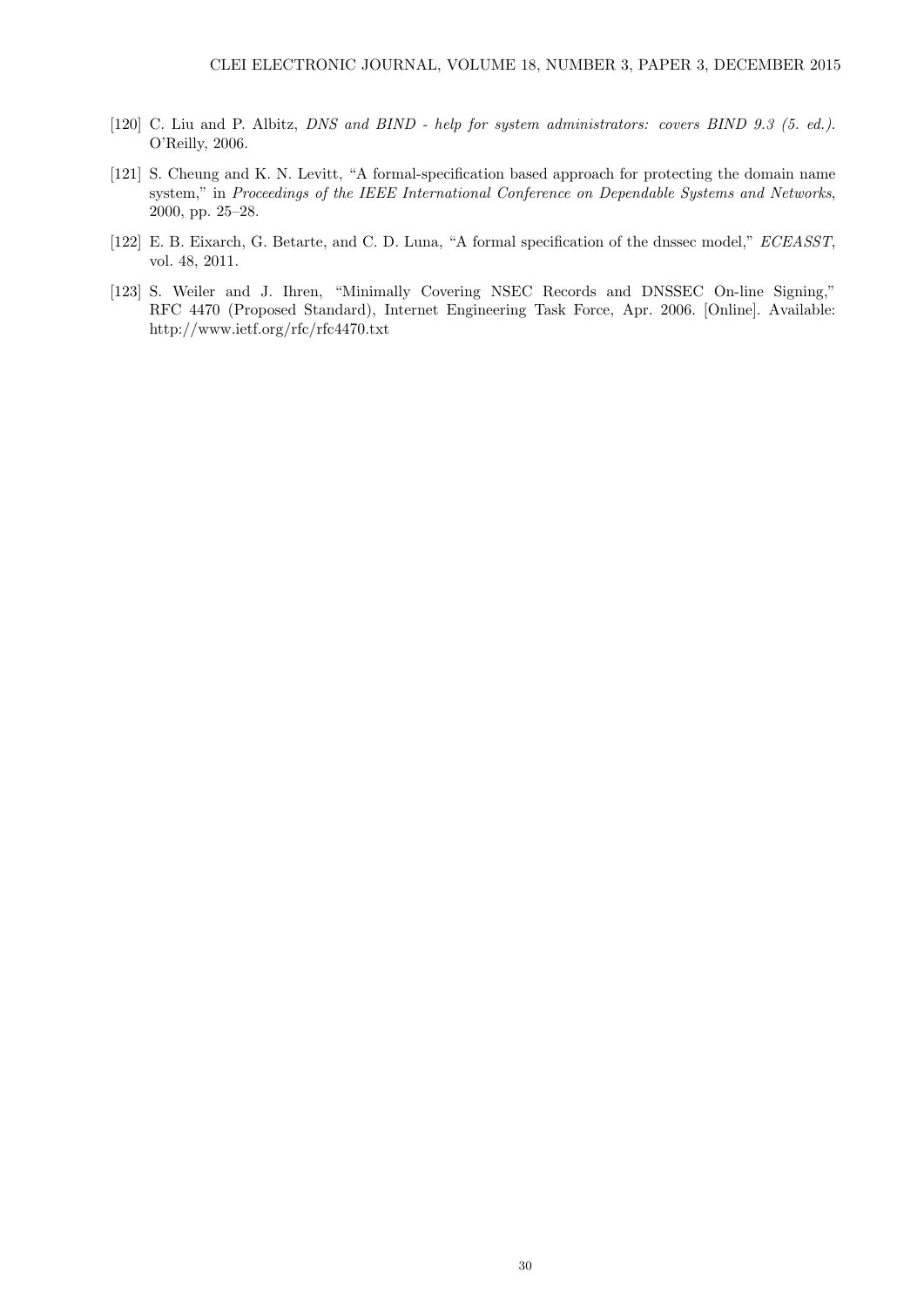[120] C. Liu and P. Albitz, *DNS and BIND - help for system administrators: covers BIND 9.3 (5. ed.)*. O'Reilly, 2006.

[121] S. Cheung and K. N. Levitt, "A formal-specification based approach for protecting the domain name system," in *Proceedings of the IEEE International Conference on Dependable Systems and Networks*, 2000, pp. 25–28.

[122] E. B. Eixarch, G. Betarte, and C. D. Luna, "A formal specification of the dnssec model," *ECEASST*, vol. 48, 2011.

[123] S. Weiler and J. Ihren, "Minimally Covering NSEC Records and DNSSEC On-line Signing," RFC 4470 (Proposed Standard), Internet Engineering Task Force, Apr. 2006. [Online]. Available: http://www.ietf.org/rfc/rfc4470.txt